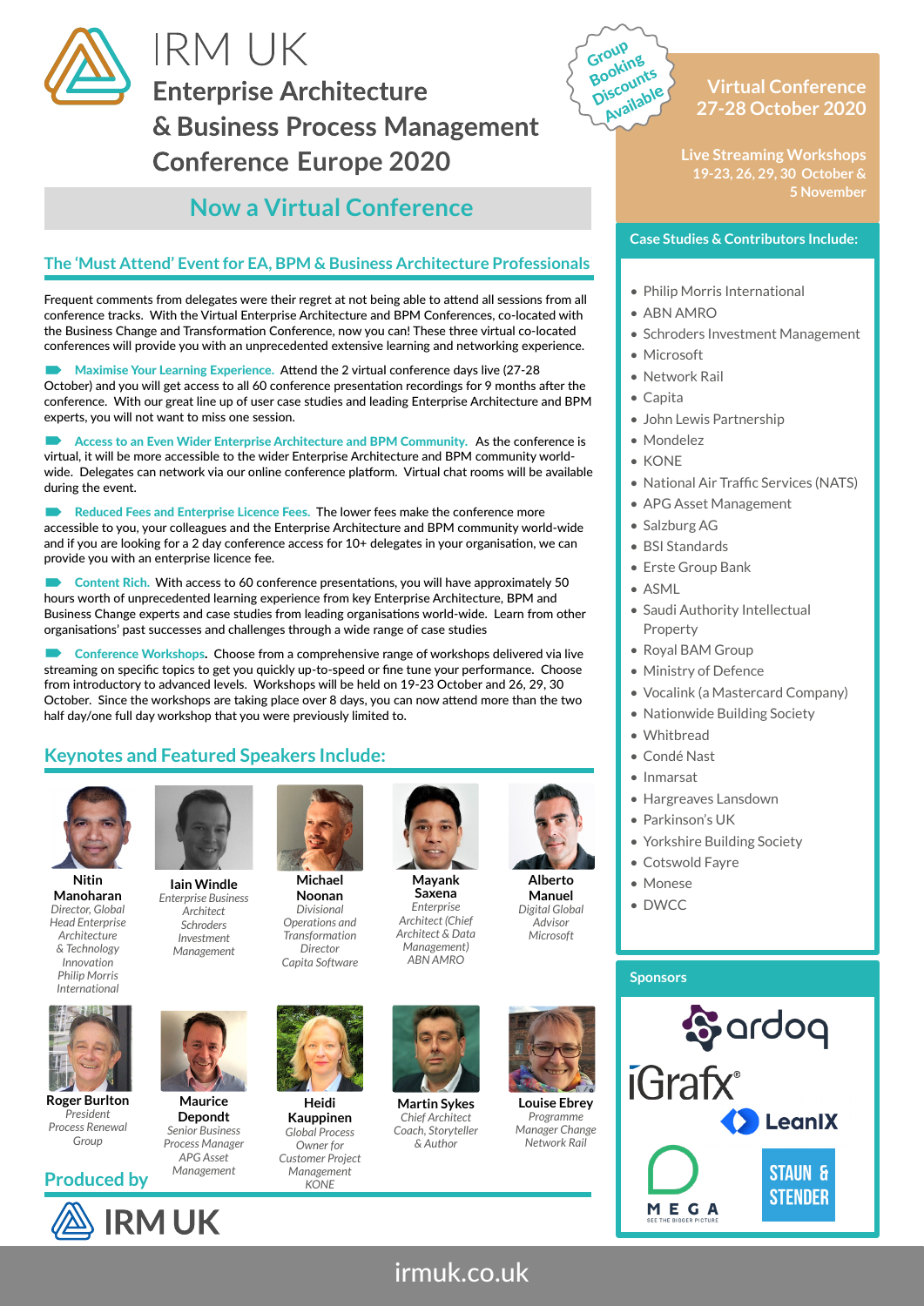# IRM UK

## Enterprise Architecture & Business Process Management Conference Europe 2020

## Now a Virtual Conference

Group Booking Discounts Available

**Virtual Conference 27-28 October 2020**

**Live Streaming Workshops 19-23, 26, 29, 30 October & 5 November**

### The 'Must Attend' Event for EA, BPM & Business Architecture Professionals

Frequent comments from delegates were their regret at not being able to attend all sessions from all conference tracks. With the Virtual Enterprise Architecture and BPM Conferences, co-located with the Business Change and Transformation Conference, now you can! These three virtual co-located conferences will provide you with an unprecedented extensive learning and networking experience.

**Maximise Your Learning Experience.** Attend the 2 virtual conference days live (27-28 October) and you will get access to all 60 conference presentation recordings for 9 months after the conference. With our great line up of user case studies and leading Enterprise Architecture and BPM experts, you will not want to miss one session.

**Access to an Even Wider Enterprise Architecture and BPM Community.** As the conference is virtual, it will be more accessible to the wider Enterprise Architecture and BPM community world-wide. Delegates can network via our online conference platform. Virtual chat rooms will be available during the event.

**Reduced Fees and Enterprise Licence Fees.** The lower fees make the conference more accessible to you, your colleagues and the Enterprise Architecture and BPM community world-wide and if you are looking for a 2 day conference access for 10+ delegates in your organisation, we can provide you with an enterprise licence fee.

**Content Rich.** With access to 60 conference presentations, you will have approximately 50 hours worth of unprecedented learning experience from key Enterprise Architecture, BPM and Business Change experts and case studies from leading organisations world-wide. Learn from other organisations' past successes and challenges through a wide range of case studies

**Conference Workshops.** Choose from a comprehensive range of workshops delivered via live streaming on specific topics to get you quickly up-to-speed or fine tune your performance. Choose from introductory to advanced levels. Workshops will be held on 19-23 October and 26, 29, 30 October. Since the workshops are taking place over 8 days, you can now attend more than the two half day/one full day workshop that you were previously limited to.

### Keynotes and Featured Speakers Include:

- **Nitin Manoharan**, *Director, Global Head Enterprise Architecture & Technology Innovation, Philip Morris International*
- **Iain Windle**, *Enterprise Business Architect, Schroders Investment Management*
- **Michael Noonan**, *Divisional Operations and Transformation Director, Capita Software*
- **Mayank Saxena**, *Enterprise Architect (Chief Architect & Data Management), ABN AMRO*
- **Alberto Manuel**, *Digital Global Advisor, Microsoft*
- **Roger Burlton**, *President, Process Renewal Group*
- **Maurice Depondt**, *Senior Business Process Manager, APG Asset Management*
- **Heidi Kauppinen**, *Global Process Owner for Customer Project Management, KONE*
- **Martin Sykes**, *Chief Architect Coach, Storyteller & Author*
- **Louise Ebrey**, *Programme Manager Change, Network Rail*

### Case Studies & Contributors Include:

- Philip Morris International
- ABN AMRO
- Schroders Investment Management
- Microsoft
- Network Rail
- Capita
- John Lewis Partnership
- Mondelez
- KONE
- National Air Traffic Services (NATS)
- APG Asset Management
- Salzburg AG
- BSI Standards
- Erste Group Bank
- ASML
- Saudi Authority Intellectual Property
- Royal BAM Group
- Ministry of Defence
- Vocalink (a Mastercard Company)
- Nationwide Building Society
- Whitbread
- Condé Nast
- Inmarsat
- Hargreaves Lansdown
- Parkinson's UK
- Yorkshire Building Society
- Cotswold Fayre
- Monese
- DWCC

### Sponsors

ardoq, iGrafx, LeanIX, MEGA, Staun & Stender

**Produced by** IRM UK

irmuk.co.uk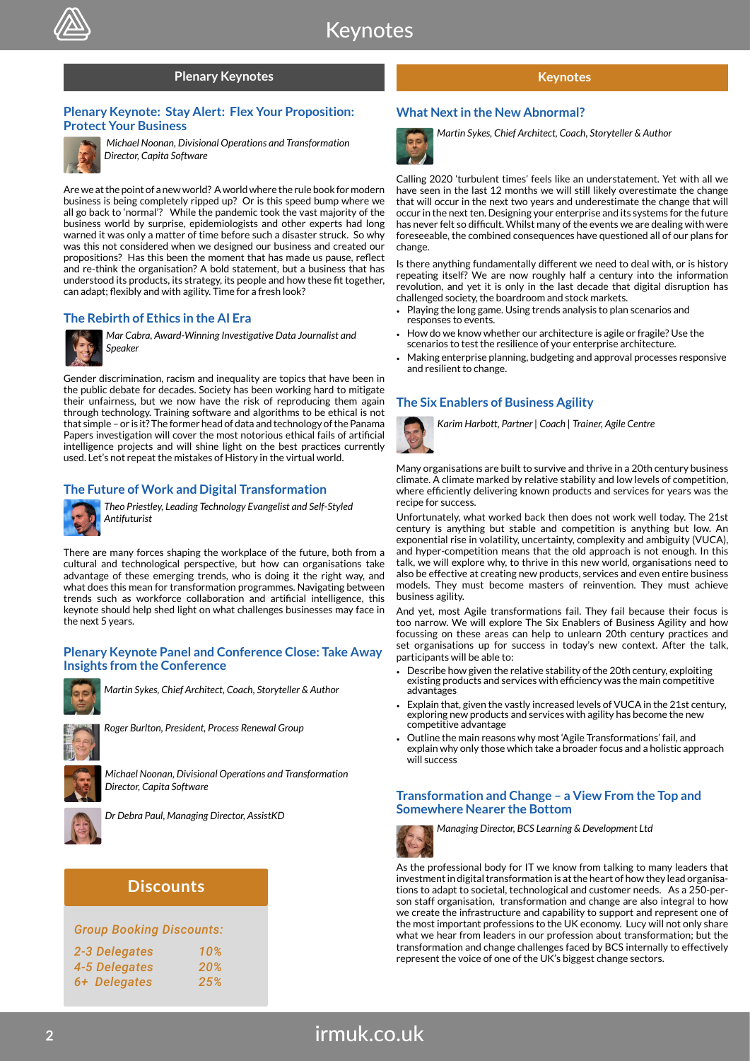# Keynotes

## Plenary Keynotes

### Plenary Keynote: Stay Alert: Flex Your Proposition: Protect Your Business

*Michael Noonan, Divisional Operations and Transformation Director, Capita Software*

Are we at the point of a new world? A world where the rule book for modern business is being completely ripped up? Or is this speed bump where we all go back to 'normal'? While the pandemic took the vast majority of the business world by surprise, epidemiologists and other experts had long warned it was only a matter of time before such a disaster struck. So why was this not considered when we designed our business and created our propositions? Has this been the moment that has made us pause, reflect and re-think the organisation? A bold statement, but a business that has understood its products, its strategy, its people and how these fit together, can adapt; flexibly and with agility. Time for a fresh look?

### The Rebirth of Ethics in the AI Era

*Mar Cabra, Award-Winning Investigative Data Journalist and Speaker*

Gender discrimination, racism and inequality are topics that have been in the public debate for decades. Society has been working hard to mitigate their unfairness, but we now have the risk of reproducing them again through technology. Training software and algorithms to be ethical is not that simple – or is it? The former head of data and technology of the Panama Papers investigation will cover the most notorious ethical fails of artificial intelligence projects and will shine light on the best practices currently used. Let's not repeat the mistakes of History in the virtual world.

### The Future of Work and Digital Transformation

*Theo Priestley, Leading Technology Evangelist and Self-Styled Antifuturist*

There are many forces shaping the workplace of the future, both from a cultural and technological perspective, but how can organisations take advantage of these emerging trends, who is doing it the right way, and what does this mean for transformation programmes. Navigating between trends such as workforce collaboration and artificial intelligence, this keynote should help shed light on what challenges businesses may face in the next 5 years.

### Plenary Keynote Panel and Conference Close: Take Away Insights from the Conference

*Martin Sykes, Chief Architect, Coach, Storyteller & Author*

*Roger Burlton, President, Process Renewal Group*

*Michael Noonan, Divisional Operations and Transformation Director, Capita Software*

*Dr Debra Paul, Managing Director, AssistKD*

## Discounts

*Group Booking Discounts:*

| | |
|---|---|
| 2-3 Delegates | 10% |
| 4-5 Delegates | 20% |
| 6+ Delegates | 25% |

## Keynotes

### What Next in the New Abnormal?

*Martin Sykes, Chief Architect, Coach, Storyteller & Author*

Calling 2020 'turbulent times' feels like an understatement. Yet with all we have seen in the last 12 months we will still likely overestimate the change that will occur in the next two years and underestimate the change that will occur in the next ten. Designing your enterprise and its systems for the future has never felt so difficult. Whilst many of the events we are dealing with were foreseeable, the combined consequences have questioned all of our plans for change.

Is there anything fundamentally different we need to deal with, or is history repeating itself? We are now roughly half a century into the information revolution, and yet it is only in the last decade that digital disruption has challenged society, the boardroom and stock markets.

- Playing the long game. Using trends analysis to plan scenarios and responses to events.
- How do we know whether our architecture is agile or fragile? Use the scenarios to test the resilience of your enterprise architecture.
- Making enterprise planning, budgeting and approval processes responsive and resilient to change.

### The Six Enablers of Business Agility

*Karim Harbott, Partner | Coach | Trainer, Agile Centre*

Many organisations are built to survive and thrive in a 20th century business climate. A climate marked by relative stability and low levels of competition, where efficiently delivering known products and services for years was the recipe for success.

Unfortunately, what worked back then does not work well today. The 21st century is anything but stable and competition is anything but low. An exponential increase in volatility, uncertainty, complexity and ambiguity (VUCA), and hyper-competition means that the old approach is not enough. In this talk, we will explore why, to thrive in this new world, organisations need to also be effective at creating new products, services and even entire business models. They must become masters of reinvention. They must achieve business agility.

And yet, most Agile transformations fail. They fail because their focus is too narrow. We will explore The Six Enablers of Business Agility and how focussing on these areas can help to unlearn 20th century practices and set organisations up for success in today's new context. After the talk, participants will be able to:

- Describe how given the relative stability of the 20th century, exploiting existing products and services with efficiency was the main competitive advantages
- Explain that, given the vastly increased levels of VUCA in the 21st century, exploring new products and services with agility has become the new competitive advantage
- Outline the main reasons why most 'Agile Transformations' fail, and explain why only those which take a broader focus and a holistic approach will success

### Transformation and Change – a View From the Top and Somewhere Nearer the Bottom

*Managing Director, BCS Learning & Development Ltd*

As the professional body for IT we know from talking to many leaders that investment in digital transformation is at the heart of how they lead organisations to adapt to societal, technological and customer needs. As a 250-person staff organisation, transformation and change are also integral to how we create the infrastructure and capability to support and represent one of the most important professions to the UK economy. Lucy will not only share what we hear from leaders in our profession about transformation; but the transformation and change challenges faced by BCS internally to effectively represent the voice of one of the UK's biggest change sectors.

irmuk.co.uk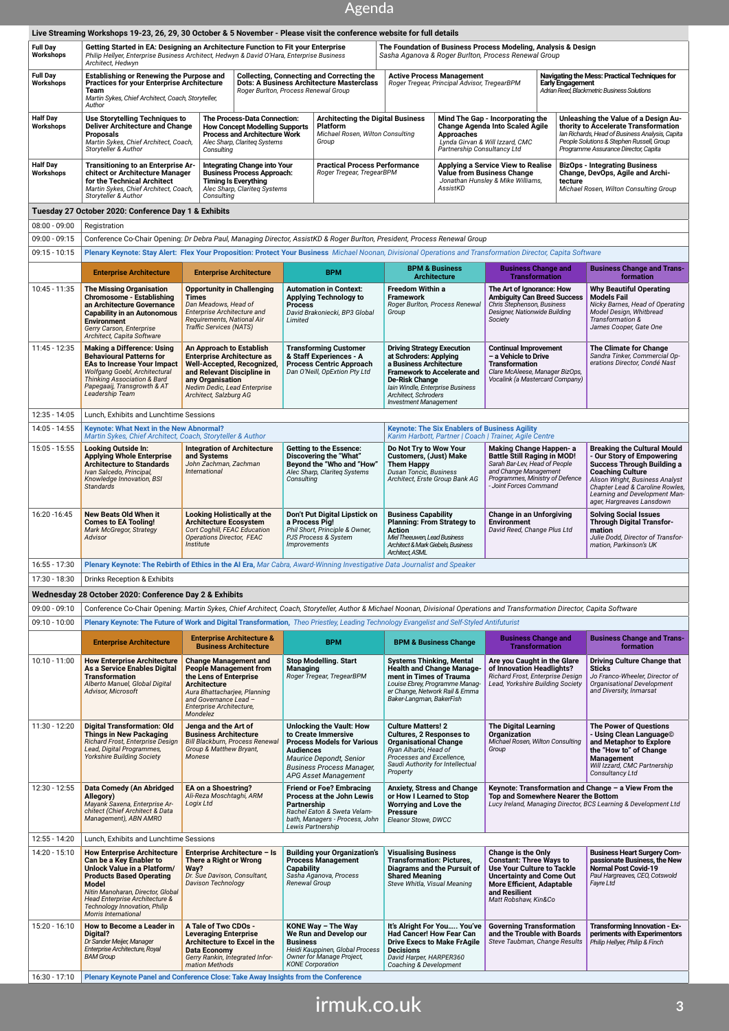# Agenda

**Live Streaming Workshops 19-23, 26, 29, 30 October & 5 November - Please visit the conference website for full details**

| | | |
|---|---|---|
| **Full Day Workshops** | **Getting Started in EA: Designing an Architecture Function to Fit your Enterprise** *Philip Hellyer, Enterprise Business Architect, Hedwyn & David O'Hara, Enterprise Business Architect, Hedwyn* | **The Foundation of Business Process Modeling, Analysis & Design** *Sasha Aganova & Roger Burlton, Process Renewal Group* |

| | | | | |
|---|---|---|---|---|
| **Full Day Workshops** | **Establishing or Renewing the Purpose and Practices for your Enterprise Architecture Team** *Martin Sykes, Chief Architect, Coach, Storyteller, Author* | **Collecting, Connecting and Correcting the Dots: A Business Architecture Masterclass** *Roger Burlton, Process Renewal Group* | **Active Process Management** *Roger Tregear, Principal Advisor, TregearBPM* | **Navigating the Mess: Practical Techniques for Early Engagement** *Adrian Reed, Blackmetric Business Solutions* |

| | | | | | |
|---|---|---|---|---|---|
| **Half Day Workshops** | **Use Storytelling Techniques to Deliver Architecture and Change Proposals** *Martin Sykes, Chief Architect, Coach, Storyteller & Author* | **The Process-Data Connection: How Concept Modelling Supports Process and Architecture Work** *Alec Sharp, Clariteq Systems Consulting* | **Architecting the Digital Business Platform** *Michael Rosen, Wilton Consulting Group* | **Mind The Gap - Incorporating the Change Agenda Into Scaled Agile Approaches** *Lynda Girvan & Will Izzard, CMC Partnership Consultancy Ltd* | **Unleashing the Value of a Design Authority to Accelerate Transformation** *Ian Richards, Head of Business Analysis, Capita People Solutions & Stephen Russell, Group Programme Assurance Director, Capita* |
| **Half Day Workshops** | **Transitioning to an Enterprise Architect or Architecture Manager for the Technical Architect** *Martin Sykes, Chief Architect, Coach, Storyteller & Author* | **Integrating Change into Your Business Process Approach: Timing Is Everything** *Alec Sharp, Clariteq Systems Consulting* | **Practical Process Performance** *Roger Tregear, TregearBPM* | **Applying a Service View to Realise Value from Business Change** *Jonathan Hunsley & Mike Williams, AssistKD* | **BizOps - Integrating Business Change, DevOps, Agile and Architecture** *Michael Rosen, Wilton Consulting Group* |

## Tuesday 27 October 2020: Conference Day 1 & Exhibits

| Time | Enterprise Architecture | Enterprise Architecture | BPM | BPM & Business Architecture | Business Change and Transformation | Business Change and Transformation |
|---|---|---|---|---|---|---|
| 08:00 - 09:00 | Registration | | | | | |
| 09:00 - 09:15 | Conference Co-Chair Opening: *Dr Debra Paul, Managing Director, AssistKD & Roger Burlton, President, Process Renewal Group* | | | | | |
| 09:15 - 10:15 | **Plenary Keynote: Stay Alert: Flex Your Proposition: Protect Your Business** *Michael Noonan, Divisional Operations and Transformation Director, Capita Software* | | | | | |
| 10:45 - 11:35 | **The Missing Organisation Chromosome - Establishing an Architecture Governance Capability in an Autonomous Environment** *Gerry Carson, Enterprise Architect, Capita Software* | **Opportunity in Challenging Times** *Dan Meadows, Head of Enterprise Architecture and Requirements, National Air Traffic Services (NATS)* | **Automation in Context: Applying Technology to Process** *David Brakoniecki, BP3 Global Limited* | **Freedom Within a Framework** *Roger Burlton, Process Renewal Group* | **The Art of Ignorance: How Ambiguity Can Breed Success** *Chris Stephenson, Business Designer, Nationwide Building Society* | **Why Beautiful Operating Models Fail** *Nicky Barnes, Head of Operating Model Design, Whitbread Transformation & James Cooper, Gate One* |
| 11:45 - 12:35 | **Making a Difference: Using Behavioural Patterns for EAs to Increase Your Impact** *Wolfgang Goebl, Architectural Thinking Association & Bard Papegaaij, Transgrowth & AT Leadership Team* | **An Approach to Establish Enterprise Architecture as Well-Accepted, Recognized, and Relevant Discipline in any Organisation** *Nedim Dedic, Lead Enterprise Architect, Salzburg AG* | **Transforming Customer & Staff Experiences - A Process Centric Approach** *Dan O'Neill, OpExtion Pty Ltd* | **Driving Strategy Execution at Schroders: Applying a Business Architecture Framework to Accelerate and De-Risk Change** *Iain Windle, Enterprise Business Architect, Schroders Investment Management* | **Continual Improvement – a Vehicle to Drive Transformation** *Clare McAleese, Manager BizOps, Vocalink (a Mastercard Company)* | **The Climate for Change** *Sandra Tinker, Commercial Operations Director, Condé Nast* |
| 12:35 - 14:05 | Lunch, Exhibits and Lunchtime Sessions | | | | | |
| 14:05 - 14:55 | **Keynote: What Next in the New Abnormal?** *Martin Sykes, Chief Architect, Coach, Storyteller & Author* | | | **Keynote: The Six Enablers of Business Agility** *Karim Harbott, Partner \| Coach \| Trainer, Agile Centre* | | |
| 15:05 - 15:55 | **Looking Outside In: Applying Whole Enterprise Architecture to Standards** *Ivan Salcedo, Principal, Knowledge Innovation, BSI Standards* | **Integration of Architecture and Systems** *John Zachman, Zachman International* | **Getting to the Essence: Discovering the "What" Beyond the "Who and "How"** *Alec Sharp, Clariteq Systems Consulting* | **Do Not Try to Wow Your Customers, (Just) Make Them Happy** *Dusan Toncic, Business Architect, Erste Group Bank AG* | **Making Change Happen- a Battle Still Raging in MOD!** *Sarah Bar-Lev, Head of People and Change Management Programmes, Ministry of Defence - Joint Forces Command* | **Breaking the Cultural Mould - Our Story of Empowering Success Through Building a Coaching Culture** *Alison Wright, Business Analyst Chapter Lead & Caroline Rowles, Learning and Development Manager, Hargreaves Lansdown* |
| 16:20 -16:45 | **New Beats Old When it Comes to EA Tooling!** *Mark McGregor, Strategy Advisor* | **Looking Holistically at the Architecture Ecosystem** *Cort Coghill, FEAC Education Operations Director, FEAC Institute* | **Don't Put Digital Lipstick on a Process Pig!** *Phil Short, Principle & Owner, PJS Process & System Improvements* | **Business Capability Planning: From Strategy to Action** *Miel Theeuwen, Lead Business Architect & Mark Giebels, Business Architect, ASML* | **Change in an Unforgiving Environment** *David Reed, Change Plus Ltd* | **Solving Social Issues Through Digital Transformation** *Julie Dodd, Director of Transformation, Parkinson's UK* |
| 16:55 - 17:30 | **Plenary Keynote: The Rebirth of Ethics in the AI Era,** *Mar Cabra, Award-Winning Investigative Data Journalist and Speaker* | | | | | |
| 17:30 - 18:30 | Drinks Reception & Exhibits | | | | | |

## Wednesday 28 October 2020: Conference Day 2 & Exhibits

| Time | Enterprise Architecture | Enterprise Architecture & Business Architecture | BPM | BPM & Business Change | Business Change and Transformation | Business Change and Transformation |
|---|---|---|---|---|---|---|
| 09:00 - 09:10 | Conference Co-Chair Opening: *Martin Sykes, Chief Architect, Coach, Storyteller, Author & Michael Noonan, Divisional Operations and Transformation Director, Capita Software* | | | | | |
| 09:10 - 10:00 | **Plenary Keynote: The Future of Work and Digital Transformation,** *Theo Priestley, Leading Technology Evangelist and Self-Styled Antifuturist* | | | | | |
| 10:10 - 11:00 | **How Enterprise Architecture As a Service Enables Digital Transformation** *Alberto Manuel, Global Digital Advisor, Microsoft* | **Change Management and People Management from the Lens of Enterprise Architecture** *Aura Bhattacharjee, Planning and Governance Lead – Enterprise Architecture, Mondelez* | **Stop Modelling. Start Managing** *Roger Tregear, TregearBPM* | **Systems Thinking, Mental Health and Change Management in Times of Trauma** *Louise Ebrey, Programme Manager, Network Rail & Emma Baker-Langman, BakerFish* | **Are you Caught in the Glare of Innovation Headlights?** *Richard Frost, Enterprise Design Lead, Yorkshire Building Society* | **Driving Culture Change that Sticks** *Jo Franco-Wheeler, Director of Organisational Development and Diversity, Inmarsat* |
| 11:30 - 12:20 | **Digital Transformation: Old Things in New Packaging** *Richard Frost, Enterprise Design Lead, Digital Programmes, Yorkshire Building Society* | **Jenga and the Art of Business Architecture** *Bill Blackburn, Process Renewal Group & Matthew Bryant, Monese* | **Unlocking the Vault: How to Create Immersive Process Models for Various Audiences** *Maurice Depondt, Senior Business Process Manager, APG Asset Management* | **Culture Matters! 2 Cultures, 2 Responses to Organisational Change** *Ryan Alharbi, Head of Processes and Excellence, Saudi Authority for Intellectual Property* | **The Digital Learning Organization** *Michael Rosen, Wilton Consulting Group* | **The Power of Questions - Using Clean Language© and Metaphor to Explore the "How to" of Change Management** *Will Izzard, CMC Partnership Consultancy Ltd* |
| 12:30 - 12:55 | **Data Comedy (An Abridged Allegory)** *Mayank Saxena, Enterprise Architect (Chief Architect & Data Management), ABN AMRO* | **EA on a Shoestring?** *Ali-Reza Moschtaghi, ARM Logix Ltd* | **Friend or Foe? Embracing Process at the John Lewis Partnership** *Rachel Eaton & Sweta Velambath, Managers - Process, John Lewis Partnership* | **Anxiety, Stress and Change or How I Learned to Stop Worrying and Love the Pressure** *Eleanor Stowe, DWCC* | **Keynote: Transformation and Change – a View From the Top and Somewhere Nearer the Bottom** *Lucy Ireland, Managing Director, BCS Learning & Development Ltd* | |
| 12:55 - 14:20 | Lunch, Exhibits and Lunchtime Sessions | | | | | |
| 14:20 - 15:10 | **How Enterprise Architecture Can be a Key Enabler to Unlock Value in a Platform/Products Based Operating Model** *Nitin Manoharan, Director, Global Head Enterprise Architecture & Technology Innovation, Philip Morris International* | **Enterprise Architecture – Is There a Right or Wrong Way?** *Dr. Sue Davison, Consultant, Davison Technology* | **Building your Organization's Process Management Capability** *Sasha Aganova, Process Renewal Group* | **Visualising Business Transformation: Pictures, Diagrams and the Pursuit of Shared Meaning** *Steve Whitla, Visual Meaning* | **Change is the Only Constant: Three Ways to Use Your Culture to Tackle Uncertainty and Come Out More Efficient, Adaptable and Resilient** *Matt Robshaw, Kin&Co* | **Business Heart Surgery Compassionate Business, the New Normal Post Covid-19** *Paul Hargreaves, CEO, Cotswold Fayre Ltd* |
| 15:20 - 16:10 | **How to Become a Leader in Digital?** *Dr Sander Meijer, Manager Enterprise Architecture, Royal BAM Group* | **A Tale of Two CDOs - Leveraging Enterprise Architecture to Excel in the Data Economy** *Gerry Rankin, Integrated Information Methods* | **KONE Way – The Way We Run and Develop our Business** *Heidi Kauppinen, Global Process Owner for Manage Project, KONE Corporation* | **It's Alright For You..... You've Had Cancer! How Fear Can Drive Execs to Make FrAgile Decisions** *David Harper, HARPER360 Coaching & Development* | **Governing Transformation and the Trouble with Boards** *Steve Taubman, Change Results* | **Transforming Innovation - Experiments with Experimentors** *Philip Hellyer, Philip & Finch* |
| 16:30 - 17:10 | **Plenary Keynote Panel and Conference Close: Take Away Insights from the Conference** | | | | | |

irmuk.co.uk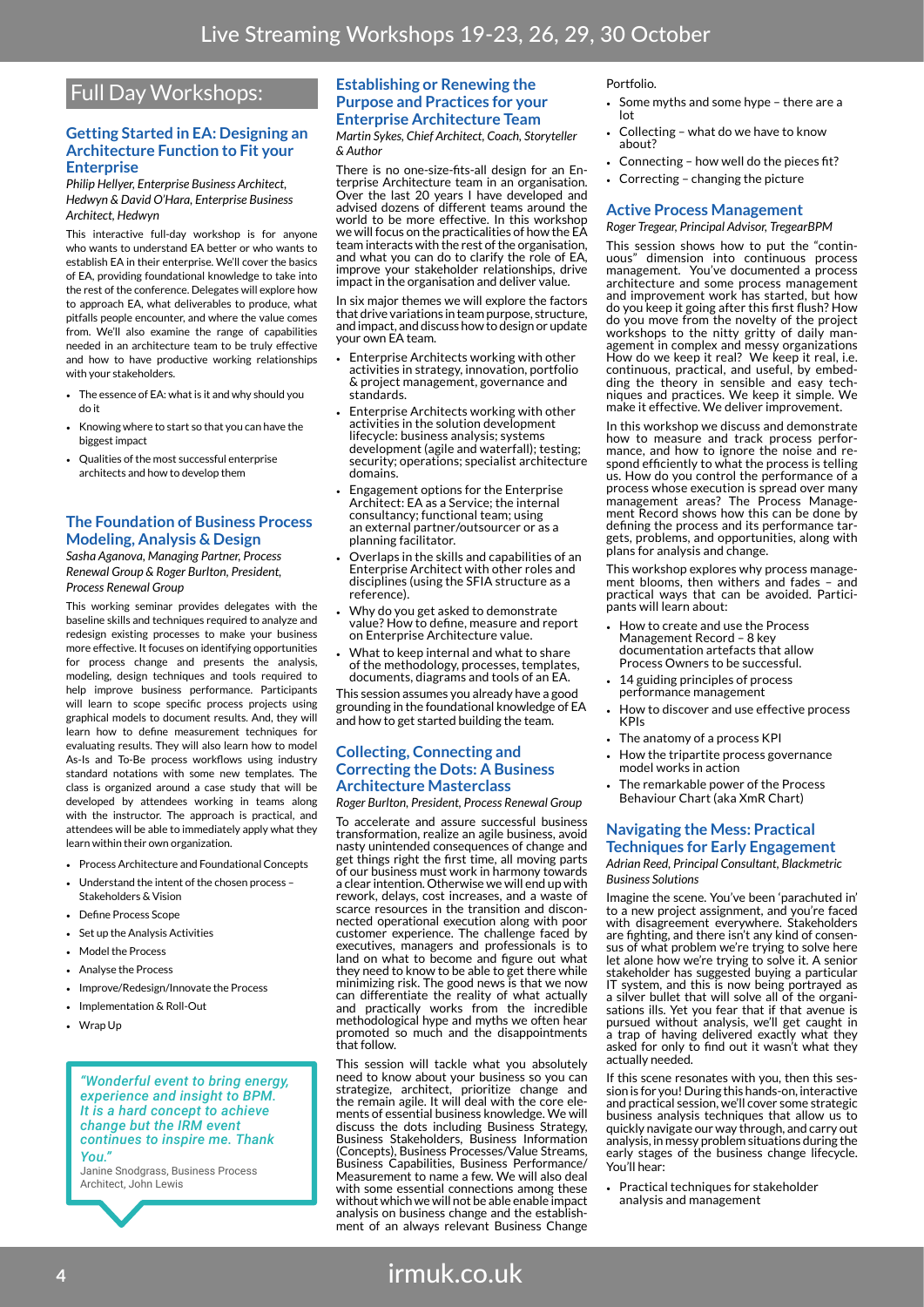# Live Streaming Workshops 19-23, 26, 29, 30 October

## Full Day Workshops:

### Getting Started in EA: Designing an Architecture Function to Fit your Enterprise

*Philip Hellyer, Enterprise Business Architect, Hedwyn & David O'Hara, Enterprise Business Architect, Hedwyn*

This interactive full-day workshop is for anyone who wants to understand EA better or who wants to establish EA in their enterprise. We'll cover the basics of EA, providing foundational knowledge to take into the rest of the conference. Delegates will explore how to approach EA, what deliverables to produce, what pitfalls people encounter, and where the value comes from. We'll also examine the range of capabilities needed in an architecture team to be truly effective and how to have productive working relationships with your stakeholders.

- The essence of EA: what is it and why should you do it
- Knowing where to start so that you can have the biggest impact
- Qualities of the most successful enterprise architects and how to develop them

### The Foundation of Business Process Modeling, Analysis & Design

*Sasha Aganova, Managing Partner, Process Renewal Group & Roger Burlton, President, Process Renewal Group*

This working seminar provides delegates with the baseline skills and techniques required to analyze and redesign existing processes to make your business more effective. It focuses on identifying opportunities for process change and presents the analysis, modeling, design techniques and tools required to help improve business performance. Participants will learn to scope specific process projects using graphical models to document results. And, they will learn how to define measurement techniques for evaluating results. They will also learn how to model As-Is and To-Be process workflows using industry standard notations with some new templates. The class is organized around a case study that will be developed by attendees working in teams along with the instructor. The approach is practical, and attendees will be able to immediately apply what they learn within their own organization.

- Process Architecture and Foundational Concepts
- Understand the intent of the chosen process – Stakeholders & Vision
- Define Process Scope
- Set up the Analysis Activities
- Model the Process
- Analyse the Process
- Improve/Redesign/Innovate the Process
- Implementation & Roll-Out
- Wrap Up

> *"Wonderful event to bring energy, experience and insight to BPM. It is a hard concept to achieve change but the IRM event continues to inspire me. Thank You."*
> Janine Snodgrass, Business Process Architect, John Lewis

### Establishing or Renewing the Purpose and Practices for your Enterprise Architecture Team

*Martin Sykes, Chief Architect, Coach, Storyteller & Author*

There is no one-size-fits-all design for an Enterprise Architecture team in an organisation. Over the last 20 years I have developed and advised dozens of different teams around the world to be more effective. In this workshop we will focus on the practicalities of how the EA team interacts with the rest of the organisation, and what you can do to clarify the role of EA, improve your stakeholder relationships, drive impact in the organisation and deliver value.

In six major themes we will explore the factors that drive variations in team purpose, structure, and impact, and discuss how to design or update your own EA team.

- Enterprise Architects working with other activities in strategy, innovation, portfolio & project management, governance and standards.
- Enterprise Architects working with other activities in the solution development lifecycle: business analysis; systems development (agile and waterfall); testing; security; operations; specialist architecture domains.
- Engagement options for the Enterprise Architect: EA as a Service; the internal consultancy; functional team; using an external partner/outsourcer or as a planning facilitator.
- Overlaps in the skills and capabilities of an Enterprise Architect with other roles and disciplines (using the SFIA structure as a reference).
- Why do you get asked to demonstrate value? How to define, measure and report on Enterprise Architecture value.
- What to keep internal and what to share of the methodology, processes, templates, documents, diagrams and tools of an EA.

This session assumes you already have a good grounding in the foundational knowledge of EA and how to get started building the team.

### Collecting, Connecting and Correcting the Dots: A Business Architecture Masterclass

*Roger Burlton, President, Process Renewal Group*

To accelerate and assure successful business transformation, realize an agile business, avoid nasty unintended consequences of change and get things right the first time, all moving parts of our business must work in harmony towards a clear intention. Otherwise we will end up with rework, delays, cost increases, and a waste of scarce resources in the transition and disconnected operational execution along with poor customer experience. The challenge faced by executives, managers and professionals is to land on what to become and figure out what they need to know to be able to get there while minimizing risk. The good news is that we now can differentiate the reality of what actually and practically works from the incredible methodological hype and myths we often hear promoted so much and the disappointments that follow.

This session will tackle what you absolutely need to know about your business so you can strategize, architect, prioritize change and the remain agile. It will deal with the core elements of essential business knowledge. We will discuss the dots including Business Strategy, Business Stakeholders, Business Information (Concepts), Business Processes/Value Streams, Business Capabilities, Business Performance/ Measurement to name a few. We will also deal with some essential connections among these without which we will not be able enable impact analysis on business change and the establishment of an always relevant Business Change Portfolio.

- Some myths and some hype – there are a lot
- Collecting – what do we have to know about?
- Connecting – how well do the pieces fit?
- Correcting – changing the picture

### Active Process Management

*Roger Tregear, Principal Advisor, TregearBPM*

This session shows how to put the "continuous" dimension into continuous process management. You've documented a process architecture and some process management and improvement work has started, but how do you keep it going after this first flush? How do you move from the novelty of the project workshops to the nitty gritty of daily management in complex and messy organizations How do we keep it real? We keep it real, i.e. continuous, practical, and useful, by embedding the theory in sensible and easy techniques and practices. We keep it simple. We make it effective. We deliver improvement.

In this workshop we discuss and demonstrate how to measure and track process performance, and how to ignore the noise and respond efficiently to what the process is telling us. How do you control the performance of a process whose execution is spread over many management areas? The Process Management Record shows how this can be done by defining the process and its performance targets, problems, and opportunities, along with plans for analysis and change.

This workshop explores why process management blooms, then withers and fades – and practical ways that can be avoided. Participants will learn about:

- How to create and use the Process Management Record – 8 key documentation artefacts that allow Process Owners to be successful.
- 14 guiding principles of process performance management
- How to discover and use effective process KPIs
- The anatomy of a process KPI
- How the tripartite process governance model works in action
- The remarkable power of the Process Behaviour Chart (aka XmR Chart)

### Navigating the Mess: Practical Techniques for Early Engagement

*Adrian Reed, Principal Consultant, Blackmetric Business Solutions*

Imagine the scene. You've been 'parachuted in' to a new project assignment, and you're faced with disagreement everywhere. Stakeholders are fighting, and there isn't any kind of consensus of what problem we're trying to solve here let alone how we're trying to solve it. A senior stakeholder has suggested buying a particular IT system, and this is now being portrayed as a silver bullet that will solve all of the organisations ills. Yet you fear that if that avenue is pursued without analysis, we'll get caught in a trap of having delivered exactly what they asked for only to find out it wasn't what they actually needed.

If this scene resonates with you, then this session is for you! During this hands-on, interactive and practical session, we'll cover some strategic business analysis techniques that allow us to quickly navigate our way through, and carry out analysis, in messy problem situations during the early stages of the business change lifecycle. You'll hear:

- Practical techniques for stakeholder analysis and management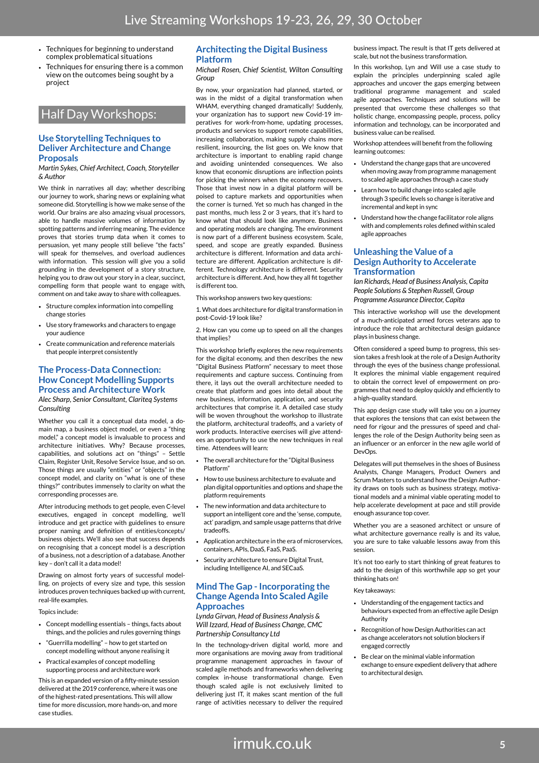- Techniques for beginning to understand complex problematical situations
- Techniques for ensuring there is a common view on the outcomes being sought by a project

## Half Day Workshops:

### Use Storytelling Techniques to Deliver Architecture and Change Proposals

*Martin Sykes, Chief Architect, Coach, Storyteller & Author*

We think in narratives all day; whether describing our journey to work, sharing news or explaining what someone did. Storytelling is how we make sense of the world. Our brains are also amazing visual processors, able to handle massive volumes of information by spotting patterns and inferring meaning. The evidence proves that stories trump data when it comes to persuasion, yet many people still believe "the facts" will speak for themselves, and overload audiences with information. This session will give you a solid grounding in the development of a story structure, helping you to draw out your story in a clear, succinct, compelling form that people want to engage with, comment on and take away to share with colleagues.

- Structure complex information into compelling change stories
- Use story frameworks and characters to engage your audience
- Create communication and reference materials that people interpret consistently

### The Process-Data Connection: How Concept Modelling Supports Process and Architecture Work

*Alec Sharp, Senior Consultant, Clariteq Systems Consulting*

Whether you call it a conceptual data model, a domain map, a business object model, or even a "thing model," a concept model is invaluable to process and architecture initiatives. Why? Because processes, capabilities, and solutions act on "things" – Settle Claim, Register Unit, Resolve Service Issue, and so on. Those things are usually "entities" or "objects" in the concept model, and clarity on "what is one of these things?" contributes immensely to clarity on what the corresponding processes are.

After introducing methods to get people, even C-level executives, engaged in concept modelling, we'll introduce and get practice with guidelines to ensure proper naming and definition of entities/concepts/business objects. We'll also see that success depends on recognising that a concept model is a description of a business, not a description of a database. Another key – don't call it a data model!

Drawing on almost forty years of successful modelling, on projects of every size and type, this session introduces proven techniques backed up with current, real-life examples.

Topics include:

- Concept modelling essentials – things, facts about things, and the policies and rules governing things
- "Guerrilla modelling" – how to get started on concept modelling without anyone realising it
- Practical examples of concept modelling supporting process and architecture work

This is an expanded version of a fifty-minute session delivered at the 2019 conference, where it was one of the highest-rated presentations. This will allow time for more discussion, more hands-on, and more case studies.

### Architecting the Digital Business Platform

*Michael Rosen, Chief Scientist, Wilton Consulting Group*

By now, your organization had planned, started, or was in the midst of a digital transformation when WHAM, everything changed dramatically! Suddenly, your organization has to support new Covid-19 imperatives for work-from-home, updating processes, products and services to support remote capabilities, increasing collaboration, making supply chains more resilient, insourcing, the list goes on. We know that architecture is important to enabling rapid change and avoiding unintended consequences. We also know that economic disruptions are inflection points for picking the winners when the economy recovers. Those that invest now in a digital platform will be poised to capture markets and opportunities when the corner is turned. Yet so much has changed in the past months, much less 2 or 3 years, that it's hard to know what that should look like anymore. Business and operating models are changing. The environment is now part of a different business ecosystem. Scale, speed, and scope are greatly expanded. Business architecture is different. Information and data architecture are different. Application architecture is different. Technology architecture is different. Security architecture is different. And, how they all fit together is different too.

This workshop answers two key questions:

1. What does architecture for digital transformation in post-Covid-19 look like?

2. How can you come up to speed on all the changes that implies?

This workshop briefly explores the new requirements for the digital economy, and then describes the new "Digital Business Platform" necessary to meet those requirements and capture success. Continuing from there, it lays out the overall architecture needed to create that platform and goes into detail about the new business, information, application, and security architectures that comprise it. A detailed case study will be woven throughout the workshop to illustrate the platform, architectural tradeoffs, and a variety of work products. Interactive exercises will give attendees an opportunity to use the new techniques in real time. Attendees will learn:

- The overall architecture for the "Digital Business Platform"
- How to use business architecture to evaluate and plan digital opportunities and options and shape the platform requirements
- The new information and data architecture to support an intelligent core and the 'sense, compute, act' paradigm, and sample usage patterns that drive tradeoffs.
- Application architecture in the era of microservices, containers, APIs, DaaS, FaaS, PaaS.
- Security architecture to ensure Digital Trust, including Intelligence AI, and SECaaS.

### Mind The Gap - Incorporating the Change Agenda Into Scaled Agile Approaches

*Lynda Girvan, Head of Business Analysis & Will Izzard, Head of Business Change, CMC Partnership Consultancy Ltd*

In the technology-driven digital world, more and more organisations are moving away from traditional programme management approaches in favour of scaled agile methods and frameworks when delivering complex in-house transformational change. Even though scaled agile is not exclusively limited to delivering just IT, it makes scant mention of the full range of activities necessary to deliver the required business impact. The result is that IT gets delivered at scale, but not the business transformation.

In this workshop, Lyn and Will use a case study to explain the principles underpinning scaled agile approaches and uncover the gaps emerging between traditional programme management and scaled agile approaches. Techniques and solutions will be presented that overcome these challenges so that holistic change, encompassing people, process, policy information and technology, can be incorporated and business value can be realised.

Workshop attendees will benefit from the following learning outcomes:

- Understand the change gaps that are uncovered when moving away from programme management to scaled agile approaches through a case study
- Learn how to build change into scaled agile through 3 specific levels so change is iterative and incremental and kept in sync
- Understand how the change facilitator role aligns with and complements roles defined within scaled agile approaches

### Unleashing the Value of a Design Authority to Accelerate Transformation

*Ian Richards, Head of Business Analysis, Capita People Solutions & Stephen Russell, Group Programme Assurance Director, Capita*

This interactive workshop will use the development of a much-anticipated armed forces veterans app to introduce the role that architectural design guidance plays in business change.

Often considered a speed bump to progress, this session takes a fresh look at the role of a Design Authority through the eyes of the business change professional. It explores the minimal viable engagement required to obtain the correct level of empowerment on programmes that need to deploy quickly and efficiently to a high-quality standard.

This app design case study will take you on a journey that explores the tensions that can exist between the need for rigour and the pressures of speed and challenges the role of the Design Authority being seen as an influencer or an enforcer in the new agile world of DevOps.

Delegates will put themselves in the shoes of Business Analysts, Change Managers, Product Owners and Scrum Masters to understand how the Design Authority draws on tools such as business strategy, motivational models and a minimal viable operating model to help accelerate development at pace and still provide enough assurance top cover.

Whether you are a seasoned architect or unsure of what architecture governance really is and its value, you are sure to take valuable lessons away from this session.

It's not too early to start thinking of great features to add to the design of this worthwhile app so get your thinking hats on!

Key takeaways:

- Understanding of the engagement tactics and behaviours expected from an effective agile Design Authority
- Recognition of how Design Authorities can act as change accelerators not solution blockers if engaged correctly
- Be clear on the minimal viable information exchange to ensure expedient delivery that adhere to architectural design.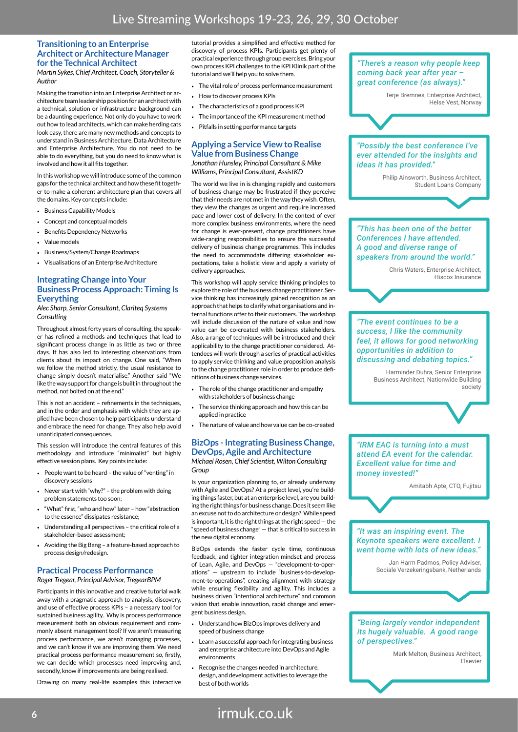# Live Streaming Workshops 19-23, 26, 29, 30 October

## Transitioning to an Enterprise Architect or Architecture Manager for the Technical Architect

*Martin Sykes, Chief Architect, Coach, Storyteller & Author*

Making the transition into an Enterprise Architect or architecture team leadership position for an architect with a technical, solution or infrastructure background can be a daunting experience. Not only do you have to work out how to lead architects, which can make herding cats look easy, there are many new methods and concepts to understand in Business Architecture, Data Architecture and Enterprise Architecture. You do not need to be able to do everything, but you do need to know what is involved and how it all fits together.

In this workshop we will introduce some of the common gaps for the technical architect and how these fit together to make a coherent architecture plan that covers all the domains. Key concepts include:

- Business Capability Models
- Concept and conceptual models
- Benefits Dependency Networks
- Value models
- Business/System/Change Roadmaps
- Visualisations of an Enterprise Architecture

## Integrating Change into Your Business Process Approach: Timing Is Everything

*Alec Sharp, Senior Consultant, Clariteq Systems Consulting*

Throughout almost forty years of consulting, the speaker has refined a methods and techniques that lead to significant process change in as little as two or three days. It has also led to interesting observations from clients about its impact on change. One said, "When we follow the method strictly, the usual resistance to change simply doesn't materialise." Another said "We like the way support for change is built in throughout the method, not bolted on at the end."

This is not an accident – refinements in the techniques, and in the order and emphasis with which they are applied have been chosen to help participants understand and embrace the need for change. They also help avoid unanticipated consequences.

This session will introduce the central features of this methodology and introduce "minimalist" but highly effective session plans. Key points include:

- People want to be heard – the value of "venting" in discovery sessions
- Never start with "why?" – the problem with doing problem statements too soon;
- "What" first, "who and how" later – how "abstraction to the essence" dissipates resistance;
- Understanding all perspectives – the critical role of a stakeholder-based assessment;
- Avoiding the Big Bang – a feature-based approach to process design/redesign.

## Practical Process Performance

*Roger Tregear, Principal Advisor, TregearBPM*

Participants in this innovative and creative tutorial walk away with a pragmatic approach to analysis, discovery, and use of effective process KPIs – a necessary tool for sustained business agility. Why is process performance measurement both an obvious requirement and commonly absent management tool? If we aren't measuring process performance, we aren't managing processes, and we can't know if we are improving them. We need practical process performance measurement so, firstly, we can decide which processes need improving and, secondly, know if improvements are being realised.

Drawing on many real-life examples this interactive tutorial provides a simplified and effective method for discovery of process KPIs. Participants get plenty of practical experience through group exercises. Bring your own process KPI challenges to the KPI Klinik part of the tutorial and we'll help you to solve them.

- The vital role of process performance measurement
- How to discover process KPIs
- The characteristics of a good process KPI
- The importance of the KPI measurement method
- Pitfalls in setting performance targets

## Applying a Service View to Realise Value from Business Change

*Jonathan Hunsley, Principal Consultant & Mike Williams, Principal Consultant, AssistKD*

The world we live in is changing rapidly and customers of business change may be frustrated if they perceive that their needs are not met in the way they wish. Often, they view the changes as urgent and require increased pace and lower cost of delivery. In the context of ever more complex business environments, where the need for change is ever-present, change practitioners have wide-ranging responsibilities to ensure the successful delivery of business change programmes. This includes the need to accommodate differing stakeholder expectations, take a holistic view and apply a variety of delivery approaches.

This workshop will apply service thinking principles to explore the role of the business change practitioner. Service thinking has increasingly gained recognition as an approach that helps to clarify what organisations and internal functions offer to their customers. The workshop will include discussion of the nature of value and how value can be co-created with business stakeholders. Also, a range of techniques will be introduced and their applicability to the change practitioner considered. Attendees will work through a series of practical activities to apply service thinking and value proposition analysis to the change practitioner role in order to produce definitions of business change services.

- The role of the change practitioner and empathy with stakeholders of business change
- The service thinking approach and how this can be applied in practice
- The nature of value and how value can be co-created

## BizOps - Integrating Business Change, DevOps, Agile and Architecture

*Michael Rosen, Chief Scientist, Wilton Consulting Group*

Is your organization planning to, or already underway with Agile and DevOps? At a project level, you're building things faster, but at an enterprise level, are you building the right things for business change. Does it seem like an excuse not to do architecture or design? While speed is important, it is the right things at the right speed — the "speed of business change" — that is critical to success in the new digital economy.

BizOps extends the faster cycle time, continuous feedback, and tighter integration mindset and process of Lean, Agile, and DevOps — "development-to-operations" — upstream to include "business-to-development-to-operations", creating alignment with strategy while ensuring flexibility and agility. This includes a business driven "intentional architecture" and common vision that enable innovation, rapid change and emergent business design.

- Understand how BizOps improves delivery and speed of business change
- Learn a successful approach for integrating business and enterprise architecture into DevOps and Agile environments
- Recognise the changes needed in architecture, design, and development activities to leverage the best of both worlds

*"There's a reason why people keep coming back year after year – great conference (as always)."*

Terje Bremnes, Enterprise Architect, Helse Vest, Norway

*"Possibly the best conference I've ever attended for the insights and ideas it has provided."*

Philip Ainsworth, Business Architect, Student Loans Company

*"This has been one of the better Conferences I have attended. A good and diverse range of speakers from around the world."*

Chris Waters, Enterprise Architect, Hiscox Insurance

*"The event continues to be a success, I like the community feel, it allows for good networking opportunities in addition to discussing and debating topics."*

Harminder Duhra, Senior Enterprise Business Architect, Nationwide Building society

*"IRM EAC is turning into a must attend EA event for the calendar. Excellent value for time and money invested!"*

Amitabh Apte, CTO, Fujitsu

*"It was an inspiring event. The Keynote speakers were excellent. I went home with lots of new ideas."*

Jan Harm Padmos, Policy Adviser, Sociale Verzekeringsbank, Netherlands

*"Being largely vendor independent its hugely valuable. A good range of perspectives."*

Mark Melton, Business Architect, Elsevier

irmuk.co.uk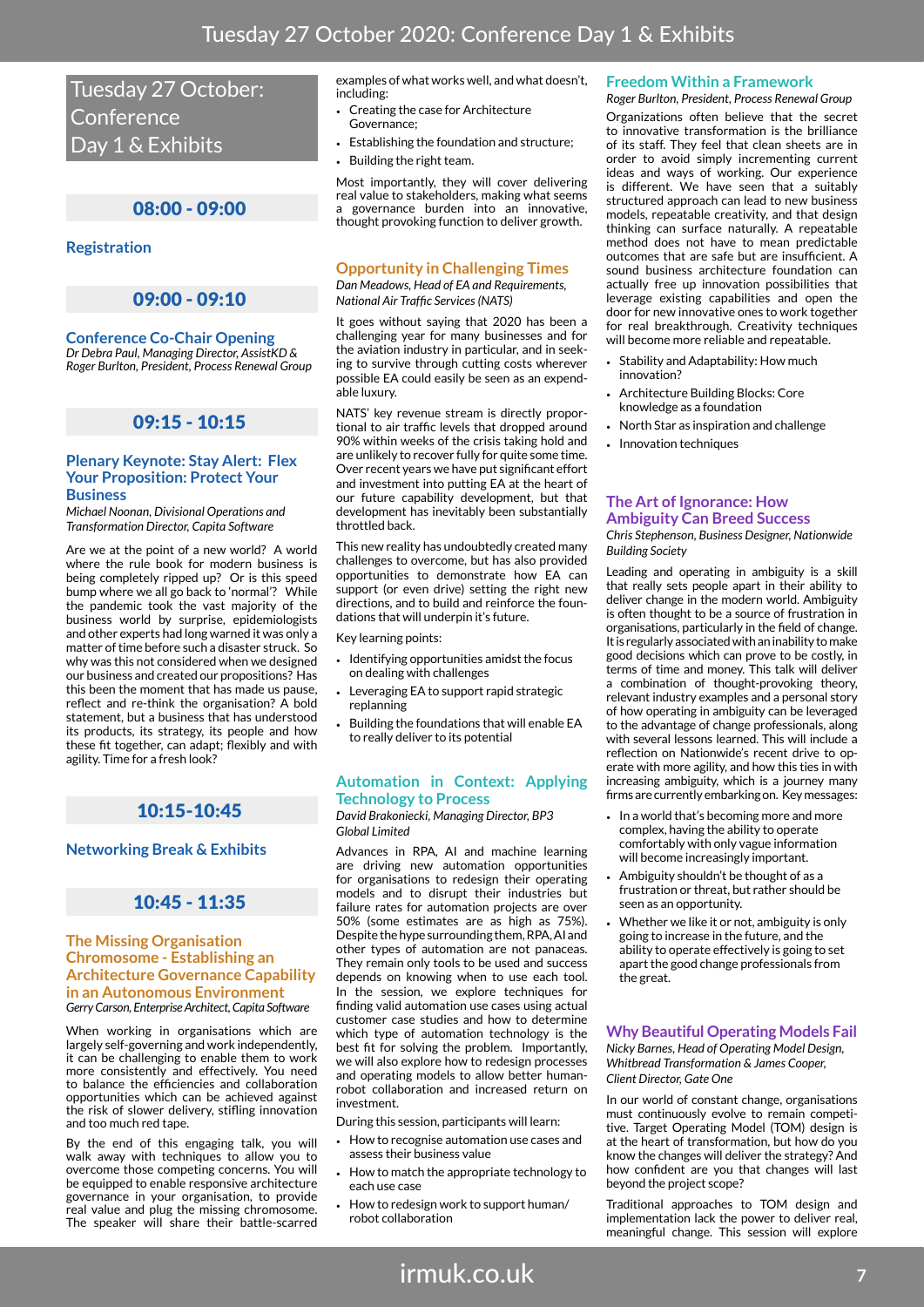# Tuesday 27 October: Conference Day 1 & Exhibits

## 08:00 - 09:00

### Registration

## 09:00 - 09:10

### Conference Co-Chair Opening

*Dr Debra Paul, Managing Director, AssistKD & Roger Burlton, President, Process Renewal Group*

## 09:15 - 10:15

### Plenary Keynote: Stay Alert: Flex Your Proposition: Protect Your Business

*Michael Noonan, Divisional Operations and Transformation Director, Capita Software*

Are we at the point of a new world? A world where the rule book for modern business is being completely ripped up? Or is this speed bump where we all go back to 'normal'? While the pandemic took the vast majority of the business world by surprise, epidemiologists and other experts had long warned it was only a matter of time before such a disaster struck. So why was this not considered when we designed our business and created our propositions? Has this been the moment that has made us pause, reflect and re-think the organisation? A bold statement, but a business that has understood its products, its strategy, its people and how these fit together, can adapt; flexibly and with agility. Time for a fresh look?

## 10:15-10:45

### Networking Break & Exhibits

## 10:45 - 11:35

### The Missing Organisation Chromosome - Establishing an Architecture Governance Capability in an Autonomous Environment

*Gerry Carson, Enterprise Architect, Capita Software*

When working in organisations which are largely self-governing and work independently, it can be challenging to enable them to work more consistently and effectively. You need to balance the efficiencies and collaboration opportunities which can be achieved against the risk of slower delivery, stifling innovation and too much red tape.

By the end of this engaging talk, you will walk away with techniques to allow you to overcome those competing concerns. You will be equipped to enable responsive architecture governance in your organisation, to provide real value and plug the missing chromosome. The speaker will share their battle-scarred examples of what works well, and what doesn't, including:

- Creating the case for Architecture Governance;
- Establishing the foundation and structure;
- Building the right team.

Most importantly, they will cover delivering real value to stakeholders, making what seems a governance burden into an innovative, thought provoking function to deliver growth.

### Opportunity in Challenging Times

*Dan Meadows, Head of EA and Requirements, National Air Traffic Services (NATS)*

It goes without saying that 2020 has been a challenging year for many businesses and for the aviation industry in particular, and in seeking to survive through cutting costs wherever possible EA could easily be seen as an expendable luxury.

NATS' key revenue stream is directly proportional to air traffic levels that dropped around 90% within weeks of the crisis taking hold and are unlikely to recover fully for quite some time. Over recent years we have put significant effort and investment into putting EA at the heart of our future capability development, but that development has inevitably been substantially throttled back.

This new reality has undoubtedly created many challenges to overcome, but has also provided opportunities to demonstrate how EA can support (or even drive) setting the right new directions, and to build and reinforce the foundations that will underpin it's future.

Key learning points:

- Identifying opportunities amidst the focus on dealing with challenges
- Leveraging EA to support rapid strategic replanning
- Building the foundations that will enable EA to really deliver to its potential

### Automation in Context: Applying Technology to Process

*David Brakoniecki, Managing Director, BP3 Global Limited*

Advances in RPA, AI and machine learning are driving new automation opportunities for organisations to redesign their operating models and to disrupt their industries but failure rates for automation projects are over 50% (some estimates are as high as 75%). Despite the hype surrounding them, RPA, AI and other types of automation are not panaceas. They remain only tools to be used and success depends on knowing when to use each tool. In the session, we explore techniques for finding valid automation use cases using actual customer case studies and how to determine which type of automation technology is the best fit for solving the problem. Importantly, we will also explore how to redesign processes and operating models to allow better human-robot collaboration and increased return on investment.

During this session, participants will learn:

- How to recognise automation use cases and assess their business value
- How to match the appropriate technology to each use case
- How to redesign work to support human/robot collaboration

### Freedom Within a Framework

*Roger Burlton, President, Process Renewal Group*

Organizations often believe that the secret to innovative transformation is the brilliance of its staff. They feel that clean sheets are in order to avoid simply incrementing current ideas and ways of working. Our experience is different. We have seen that a suitably structured approach can lead to new business models, repeatable creativity, and that design thinking can surface naturally. A repeatable method does not have to mean predictable outcomes that are safe but are insufficient. A sound business architecture foundation can actually free up innovation possibilities that leverage existing capabilities and open the door for new innovative ones to work together for real breakthrough. Creativity techniques will become more reliable and repeatable.

- Stability and Adaptability: How much innovation?
- Architecture Building Blocks: Core knowledge as a foundation
- North Star as inspiration and challenge
- Innovation techniques

### The Art of Ignorance: How Ambiguity Can Breed Success

*Chris Stephenson, Business Designer, Nationwide Building Society*

Leading and operating in ambiguity is a skill that really sets people apart in their ability to deliver change in the modern world. Ambiguity is often thought to be a source of frustration in organisations, particularly in the field of change. It is regularly associated with an inability to make good decisions which can prove to be costly, in terms of time and money. This talk will deliver a combination of thought-provoking theory, relevant industry examples and a personal story of how operating in ambiguity can be leveraged to the advantage of change professionals, along with several lessons learned. This will include a reflection on Nationwide's recent drive to operate with more agility, and how this ties in with increasing ambiguity, which is a journey many firms are currently embarking on. Key messages:

- In a world that's becoming more and more complex, having the ability to operate comfortably with only vague information will become increasingly important.
- Ambiguity shouldn't be thought of as a frustration or threat, but rather should be seen as an opportunity.
- Whether we like it or not, ambiguity is only going to increase in the future, and the ability to operate effectively is going to set apart the good change professionals from the great.

### Why Beautiful Operating Models Fail

*Nicky Barnes, Head of Operating Model Design, Whitbread Transformation & James Cooper, Client Director, Gate One*

In our world of constant change, organisations must continuously evolve to remain competitive. Target Operating Model (TOM) design is at the heart of transformation, but how do you know the changes will deliver the strategy? And how confident are you that changes will last beyond the project scope?

Traditional approaches to TOM design and implementation lack the power to deliver real, meaningful change. This session will explore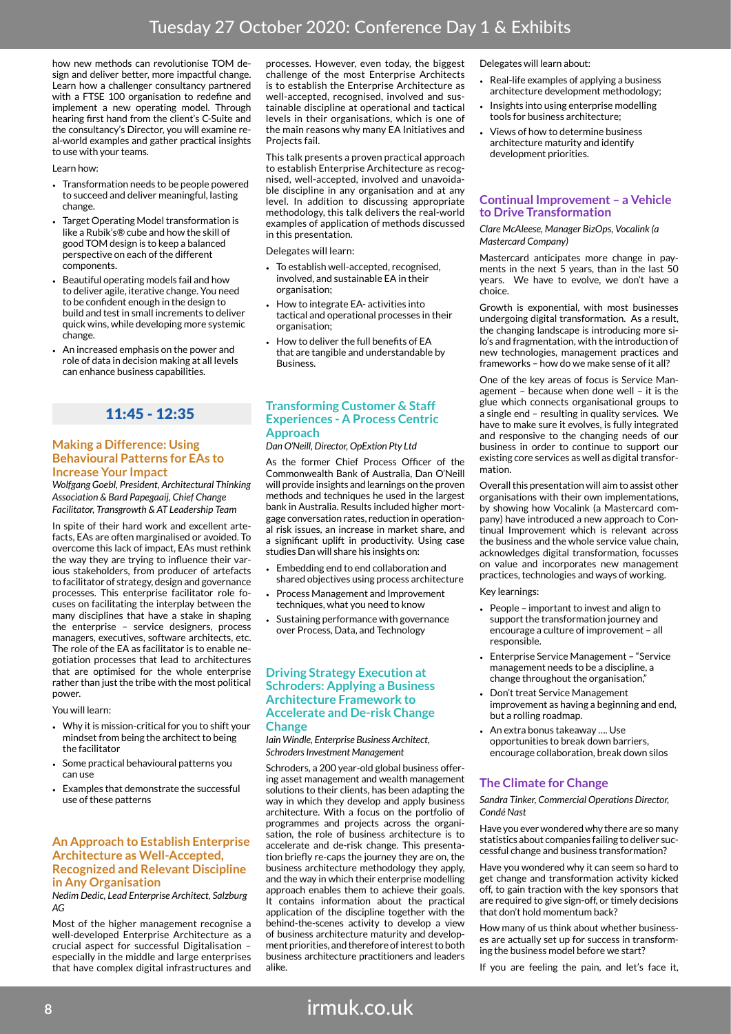how new methods can revolutionise TOM design and deliver better, more impactful change. Learn how a challenger consultancy partnered with a FTSE 100 organisation to redefine and implement a new operating model. Through hearing first hand from the client's C-Suite and the consultancy's Director, you will examine real-world examples and gather practical insights to use with your teams.

Learn how:

- Transformation needs to be people powered to succeed and deliver meaningful, lasting change.
- Target Operating Model transformation is like a Rubik's® cube and how the skill of good TOM design is to keep a balanced perspective on each of the different components.
- Beautiful operating models fail and how to deliver agile, iterative change. You need to be confident enough in the design to build and test in small increments to deliver quick wins, while developing more systemic change.
- An increased emphasis on the power and role of data in decision making at all levels can enhance business capabilities.

## 11:45 - 12:35

### Making a Difference: Using Behavioural Patterns for EAs to Increase Your Impact

*Wolfgang Goebl, President, Architectural Thinking Association & Bard Papegaaij, Chief Change Facilitator, Transgrowth & AT Leadership Team*

In spite of their hard work and excellent artefacts, EAs are often marginalised or avoided. To overcome this lack of impact, EAs must rethink the way they are trying to influence their various stakeholders, from producer of artefacts to facilitator of strategy, design and governance processes. This enterprise facilitator role focuses on facilitating the interplay between the many disciplines that have a stake in shaping the enterprise – service designers, process managers, executives, software architects, etc. The role of the EA as facilitator is to enable negotiation processes that lead to architectures that are optimised for the whole enterprise rather than just the tribe with the most political power.

You will learn:

- Why it is mission-critical for you to shift your mindset from being the architect to being the facilitator
- Some practical behavioural patterns you can use
- Examples that demonstrate the successful use of these patterns

### An Approach to Establish Enterprise Architecture as Well-Accepted, Recognized and Relevant Discipline in Any Organisation

*Nedim Dedic, Lead Enterprise Architect, Salzburg AG*

Most of the higher management recognise a well-developed Enterprise Architecture as a crucial aspect for successful Digitalisation – especially in the middle and large enterprises that have complex digital infrastructures and processes. However, even today, the biggest challenge of the most Enterprise Architects is to establish the Enterprise Architecture as well-accepted, recognised, involved and sustainable discipline at operational and tactical levels in their organisations, which is one of the main reasons why many EA Initiatives and Projects fail.

This talk presents a proven practical approach to establish Enterprise Architecture as recognised, well-accepted, involved and unavoidable discipline in any organisation and at any level. In addition to discussing appropriate methodology, this talk delivers the real-world examples of application of methods discussed in this presentation.

Delegates will learn:

- To establish well-accepted, recognised, involved, and sustainable EA in their organisation;
- How to integrate EA- activities into tactical and operational processes in their organisation;
- How to deliver the full benefits of EA that are tangible and understandable by Business.

### Transforming Customer & Staff Experiences - A Process Centric Approach

*Dan O'Neill, Director, OpExtion Pty Ltd*

As the former Chief Process Officer of the Commonwealth Bank of Australia, Dan O'Neill will provide insights and learnings on the proven methods and techniques he used in the largest bank in Australia. Results included higher mortgage conversation rates, reduction in operational risk issues, an increase in market share, and a significant uplift in productivity. Using case studies Dan will share his insights on:

- Embedding end to end collaboration and shared objectives using process architecture
- Process Management and Improvement techniques, what you need to know
- Sustaining performance with governance over Process, Data, and Technology

### Driving Strategy Execution at Schroders: Applying a Business Architecture Framework to Accelerate and De-risk Change

*Iain Windle, Enterprise Business Architect, Schroders Investment Management*

Schroders, a 200 year-old global business offering asset management and wealth management solutions to their clients, has been adapting the way in which they develop and apply business architecture. With a focus on the portfolio of programmes and projects across the organisation, the role of business architecture is to accelerate and de-risk change. This presentation briefly re-caps the journey they are on, the business architecture methodology they apply, and the way in which their enterprise modelling approach enables them to achieve their goals. It contains information about the practical application of the discipline together with the behind-the-scenes activity to develop a view of business architecture maturity and development priorities, and therefore of interest to both business architecture practitioners and leaders alike.

Delegates will learn about:

- Real-life examples of applying a business architecture development methodology;
- Insights into using enterprise modelling tools for business architecture;
- Views of how to determine business architecture maturity and identify development priorities.

### Continual Improvement – a Vehicle to Drive Transformation

*Clare McAleese, Manager BizOps, Vocalink (a Mastercard Company)*

Mastercard anticipates more change in payments in the next 5 years, than in the last 50 years. We have to evolve, we don't have a choice.

Growth is exponential, with most businesses undergoing digital transformation. As a result, the changing landscape is introducing more silo's and fragmentation, with the introduction of new technologies, management practices and frameworks – how do we make sense of it all?

One of the key areas of focus is Service Management – because when done well – it is the glue which connects organisational groups to a single end – resulting in quality services. We have to make sure it evolves, is fully integrated and responsive to the changing needs of our business in order to continue to support our existing core services as well as digital transformation.

Overall this presentation will aim to assist other organisations with their own implementations, by showing how Vocalink (a Mastercard company) have introduced a new approach to Continual Improvement which is relevant across the business and the whole service value chain, acknowledges digital transformation, focusses on value and incorporates new management practices, technologies and ways of working.

Key learnings:

- People – important to invest and align to support the transformation journey and encourage a culture of improvement – all responsible.
- Enterprise Service Management – "Service management needs to be a discipline, a change throughout the organisation,"
- Don't treat Service Management improvement as having a beginning and end, but a rolling roadmap.
- An extra bonus takeaway …. Use opportunities to break down barriers, encourage collaboration, break down silos

### The Climate for Change

*Sandra Tinker, Commercial Operations Director, Condé Nast*

Have you ever wondered why there are so many statistics about companies failing to deliver successful change and business transformation?

Have you wondered why it can seem so hard to get change and transformation activity kicked off, to gain traction with the key sponsors that are required to give sign-off, or timely decisions that don't hold momentum back?

How many of us think about whether businesses are actually set up for success in transforming the business model before we start?

If you are feeling the pain, and let's face it,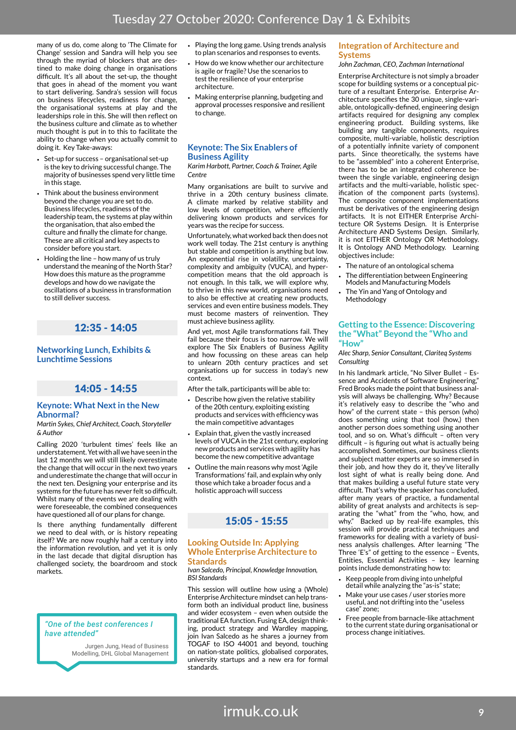many of us do, come along to 'The Climate for Change' session and Sandra will help you see through the myriad of blockers that are destined to make doing change in organisations difficult. It's all about the set-up, the thought that goes in ahead of the moment you want to start delivering. Sandra's session will focus on business lifecycles, readiness for change, the organisational systems at play and the leaderships role in this. She will then reflect on the business culture and climate as to whether much thought is put in to this to facilitate the ability to change when you actually commit to doing it. Key Take-aways:

- Set-up for success – organisational set-up is the key to driving successful change. The majority of businesses spend very little time in this stage.
- Think about the business environment beyond the change you are set to do. Business lifecycles, readiness of the leadership team, the systems at play within the organisation, that also embed the culture and finally the climate for change. These are all critical and key aspects to consider before you start.
- Holding the line – how many of us truly understand the meaning of the North Star? How does this mature as the programme develops and how do we navigate the oscillations of a business in transformation to still deliver success.

## 12:35 - 14:05

### Networking Lunch, Exhibits & Lunchtime Sessions

## 14:05 - 14:55

### Keynote: What Next in the New Abnormal?

*Martin Sykes, Chief Architect, Coach, Storyteller & Author*

Calling 2020 'turbulent times' feels like an understatement. Yet with all we have seen in the last 12 months we will still likely overestimate the change that will occur in the next two years and underestimate the change that will occur in the next ten. Designing your enterprise and its systems for the future has never felt so difficult. Whilst many of the events we are dealing with were foreseeable, the combined consequences have questioned all of our plans for change.

Is there anything fundamentally different we need to deal with, or is history repeating itself? We are now roughly half a century into the information revolution, and yet it is only in the last decade that digital disruption has challenged society, the boardroom and stock markets.

- Playing the long game. Using trends analysis to plan scenarios and responses to events.
- How do we know whether our architecture is agile or fragile? Use the scenarios to test the resilience of your enterprise architecture.
- Making enterprise planning, budgeting and approval processes responsive and resilient to change.

> *"One of the best conferences I have attended"*
>
> Jurgen Jung, Head of Business Modelling, DHL Global Management

### Keynote: The Six Enablers of Business Agility

*Karim Harbott, Partner, Coach & Trainer, Agile Centre*

Many organisations are built to survive and thrive in a 20th century business climate. A climate marked by relative stability and low levels of competition, where efficiently delivering known products and services for years was the recipe for success.

Unfortunately, what worked back then does not work well today. The 21st century is anything but stable and competition is anything but low. An exponential rise in volatility, uncertainty, complexity and ambiguity (VUCA), and hyper-competition means that the old approach is not enough. In this talk, we will explore why, to thrive in this new world, organisations need to also be effective at creating new products, services and even entire business models. They must become masters of reinvention. They must achieve business agility.

And yet, most Agile transformations fail. They fail because their focus is too narrow. We will explore The Six Enablers of Business Agility and how focussing on these areas can help to unlearn 20th century practices and set organisations up for success in today's new context.

After the talk, participants will be able to:

- Describe how given the relative stability of the 20th century, exploiting existing products and services with efficiency was the main competitive advantages
- Explain that, given the vastly increased levels of VUCA in the 21st century, exploring new products and services with agility has become the new competitive advantage
- Outline the main reasons why most 'Agile Transformations' fail, and explain why only those which take a broader focus and a holistic approach will success

## 15:05 - 15:55

### Looking Outside In: Applying Whole Enterprise Architecture to Standards

*Ivan Salcedo, Principal, Knowledge Innovation, BSI Standards*

This session will outline how using a (Whole) Enterprise Architecture mindset can help transform both an individual product line, business and wider ecosystem – even when outside the traditional EA function. Fusing EA, design thinking, product strategy and Wardley mapping, join Ivan Salcedo as he shares a journey from TOGAF to ISO 44001 and beyond, touching on nation-state politics, globalised corporates, university startups and a new era for formal standards.

### Integration of Architecture and Systems

*John Zachman, CEO, Zachman International*

Enterprise Architecture is not simply a broader scope for building systems or a conceptual picture of a resultant Enterprise. Enterprise Architecture specifies the 30 unique, single-variable, ontologically-defined, engineering design artifacts required for designing any complex engineering product. Building systems, like building any tangible components, requires composite, multi-variable, holistic description of a potentially infinite variety of component parts. Since theoretically, the systems have to be "assembled" into a coherent Enterprise, there has to be an integrated coherence between the single variable, engineering design artifacts and the multi-variable, holistic specification of the component parts (systems). The composite component implementations must be derivatives of the engineering design artifacts. It is not EITHER Enterprise Architecture OR Systems Design. It is Enterprise Architecture AND Systems Design. Similarly, it is not EITHER Ontology OR Methodology. It is Ontology AND Methodology. Learning objectives include:

- The nature of an ontological schema
- The differentiation between Engineering Models and Manufacturing Models
- The Yin and Yang of Ontology and Methodology

### Getting to the Essence: Discovering the "What" Beyond the "Who and "How"

*Alec Sharp, Senior Consultant, Clariteq Systems Consulting*

In his landmark article, "No Silver Bullet – Essence and Accidents of Software Engineering," Fred Brooks made the point that business analysis will always be challenging. Why? Because it's relatively easy to describe the "who and how" of the current state – this person (who) does something using that tool (how,) then another person does something using another tool, and so on. What's difficult – often very difficult – is figuring out what is actually being accomplished. Sometimes, our business clients and subject matter experts are so immersed in their job, and how they do it, they've literally lost sight of what is really being done. And that makes building a useful future state very difficult. That's why the speaker has concluded, after many years of practice, a fundamental ability of great analysts and architects is separating the "what" from the "who, how, and why." Backed up by real-life examples, this session will provide practical techniques and frameworks for dealing with a variety of business analysis challenges. After learning "The Three 'E's" of getting to the essence – Events, Entities, Essential Activities – key learning points include demonstrating how to:

- Keep people from diving into unhelpful detail while analyzing the "as-is" state;
- Make your use cases / user stories more useful, and not drifting into the "useless case" zone;
- Free people from barnacle-like attachment to the current state during organisational or process change initiatives.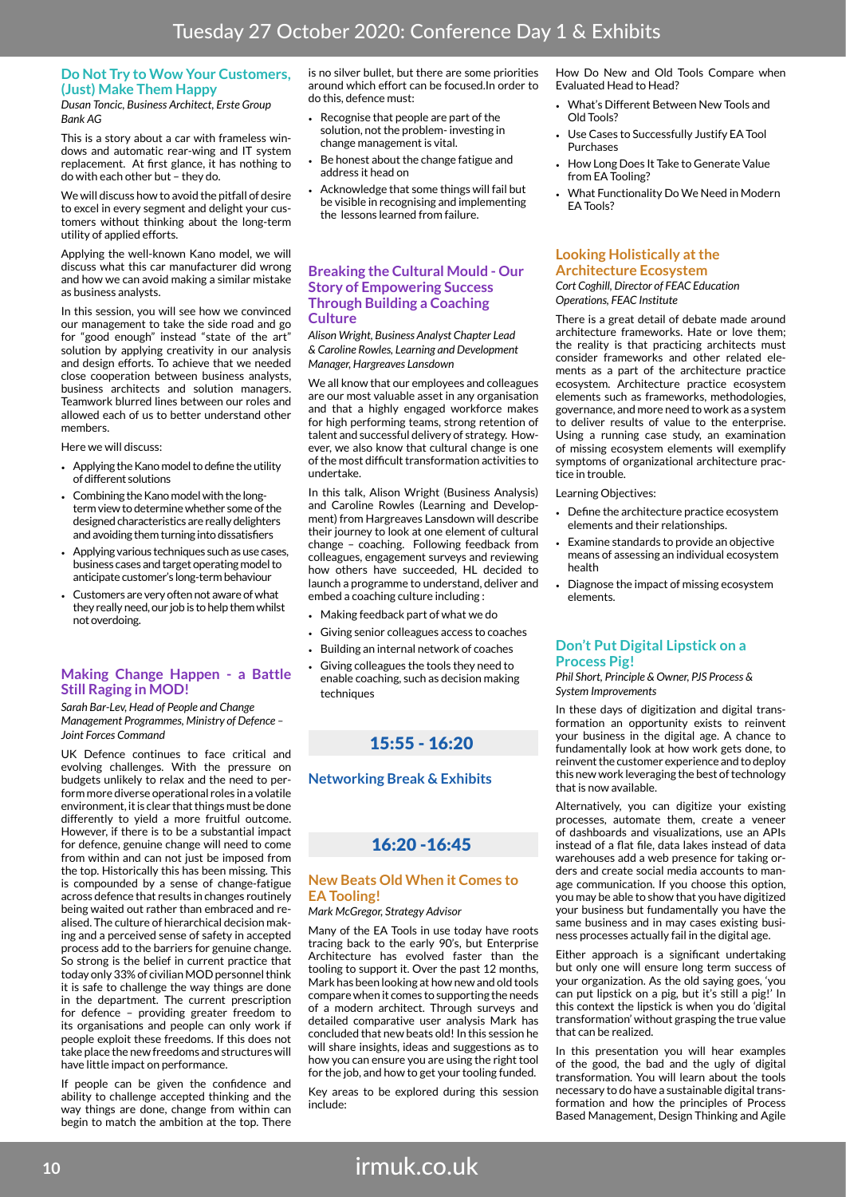# Tuesday 27 October 2020: Conference Day 1 & Exhibits

### Do Not Try to Wow Your Customers, (Just) Make Them Happy

*Dusan Toncic, Business Architect, Erste Group Bank AG*

This is a story about a car with frameless windows and automatic rear-wing and IT system replacement. At first glance, it has nothing to do with each other but – they do.

We will discuss how to avoid the pitfall of desire to excel in every segment and delight your customers without thinking about the long-term utility of applied efforts.

Applying the well-known Kano model, we will discuss what this car manufacturer did wrong and how we can avoid making a similar mistake as business analysts.

In this session, you will see how we convinced our management to take the side road and go for "good enough" instead "state of the art" solution by applying creativity in our analysis and design efforts. To achieve that we needed close cooperation between business analysts, business architects and solution managers. Teamwork blurred lines between our roles and allowed each of us to better understand other members.

Here we will discuss:

- Applying the Kano model to define the utility of different solutions
- Combining the Kano model with the long-term view to determine whether some of the designed characteristics are really delighters and avoiding them turning into dissatisfiers
- Applying various techniques such as use cases, business cases and target operating model to anticipate customer's long-term behaviour
- Customers are very often not aware of what they really need, our job is to help them whilst not overdoing.

### Making Change Happen - a Battle Still Raging in MOD!

*Sarah Bar-Lev, Head of People and Change Management Programmes, Ministry of Defence – Joint Forces Command*

UK Defence continues to face critical and evolving challenges. With the pressure on budgets unlikely to relax and the need to perform more diverse operational roles in a volatile environment, it is clear that things must be done differently to yield a more fruitful outcome. However, if there is to be a substantial impact for defence, genuine change will need to come from within and can not just be imposed from the top. Historically this has been missing. This is compounded by a sense of change-fatigue across defence that results in changes routinely being waited out rather than embraced and realised. The culture of hierarchical decision making and a perceived sense of safety in accepted process add to the barriers for genuine change. So strong is the belief in current practice that today only 33% of civilian MOD personnel think it is safe to challenge the way things are done in the department. The current prescription for defence – providing greater freedom to its organisations and people can only work if people exploit these freedoms. If this does not take place the new freedoms and structures will have little impact on performance.

If people can be given the confidence and ability to challenge accepted thinking and the way things are done, change from within can begin to match the ambition at the top. There is no silver bullet, but there are some priorities around which effort can be focused.In order to do this, defence must:

- Recognise that people are part of the solution, not the problem- investing in change management is vital.
- Be honest about the change fatigue and address it head on
- Acknowledge that some things will fail but be visible in recognising and implementing the lessons learned from failure.

### Breaking the Cultural Mould - Our Story of Empowering Success Through Building a Coaching Culture

*Alison Wright, Business Analyst Chapter Lead & Caroline Rowles, Learning and Development Manager, Hargreaves Lansdown*

We all know that our employees and colleagues are our most valuable asset in any organisation and that a highly engaged workforce makes for high performing teams, strong retention of talent and successful delivery of strategy. However, we also know that cultural change is one of the most difficult transformation activities to undertake.

In this talk, Alison Wright (Business Analysis) and Caroline Rowles (Learning and Development) from Hargreaves Lansdown will describe their journey to look at one element of cultural change – coaching. Following feedback from colleagues, engagement surveys and reviewing how others have succeeded, HL decided to launch a programme to understand, deliver and embed a coaching culture including :

- Making feedback part of what we do
- Giving senior colleagues access to coaches
- Building an internal network of coaches
- Giving colleagues the tools they need to enable coaching, such as decision making techniques

## 15:55 - 16:20

### Networking Break & Exhibits

## 16:20 -16:45

### New Beats Old When it Comes to EA Tooling!

*Mark McGregor, Strategy Advisor*

Many of the EA Tools in use today have roots tracing back to the early 90's, but Enterprise Architecture has evolved faster than the tooling to support it. Over the past 12 months, Mark has been looking at how new and old tools compare when it comes to supporting the needs of a modern architect. Through surveys and detailed comparative user analysis Mark has concluded that new beats old! In this session he will share insights, ideas and suggestions as to how you can ensure you are using the right tool for the job, and how to get your tooling funded.

Key areas to be explored during this session include:

How Do New and Old Tools Compare when Evaluated Head to Head?

- What's Different Between New Tools and Old Tools?
- Use Cases to Successfully Justify EA Tool Purchases
- How Long Does It Take to Generate Value from EA Tooling?
- What Functionality Do We Need in Modern EA Tools?

### Looking Holistically at the Architecture Ecosystem

*Cort Coghill, Director of FEAC Education Operations, FEAC Institute*

There is a great detail of debate made around architecture frameworks. Hate or love them; the reality is that practicing architects must consider frameworks and other related elements as a part of the architecture practice ecosystem. Architecture practice ecosystem elements such as frameworks, methodologies, governance, and more need to work as a system to deliver results of value to the enterprise. Using a running case study, an examination of missing ecosystem elements will exemplify symptoms of organizational architecture practice in trouble.

Learning Objectives:

- Define the architecture practice ecosystem elements and their relationships.
- Examine standards to provide an objective means of assessing an individual ecosystem health
- Diagnose the impact of missing ecosystem elements.

### Don't Put Digital Lipstick on a Process Pig!

*Phil Short, Principle & Owner, PJS Process & System Improvements*

In these days of digitization and digital transformation an opportunity exists to reinvent your business in the digital age. A chance to fundamentally look at how work gets done, to reinvent the customer experience and to deploy this new work leveraging the best of technology that is now available.

Alternatively, you can digitize your existing processes, automate them, create a veneer of dashboards and visualizations, use an APIs instead of a flat file, data lakes instead of data warehouses add a web presence for taking orders and create social media accounts to manage communication. If you choose this option, you may be able to show that you have digitized your business but fundamentally you have the same business and in may cases existing business processes actually fail in the digital age.

Either approach is a significant undertaking but only one will ensure long term success of your organization. As the old saying goes, 'you can put lipstick on a pig, but it's still a pig!' In this context the lipstick is when you do 'digital transformation' without grasping the true value that can be realized.

In this presentation you will hear examples of the good, the bad and the ugly of digital transformation. You will learn about the tools necessary to do have a sustainable digital transformation and how the principles of Process Based Management, Design Thinking and Agile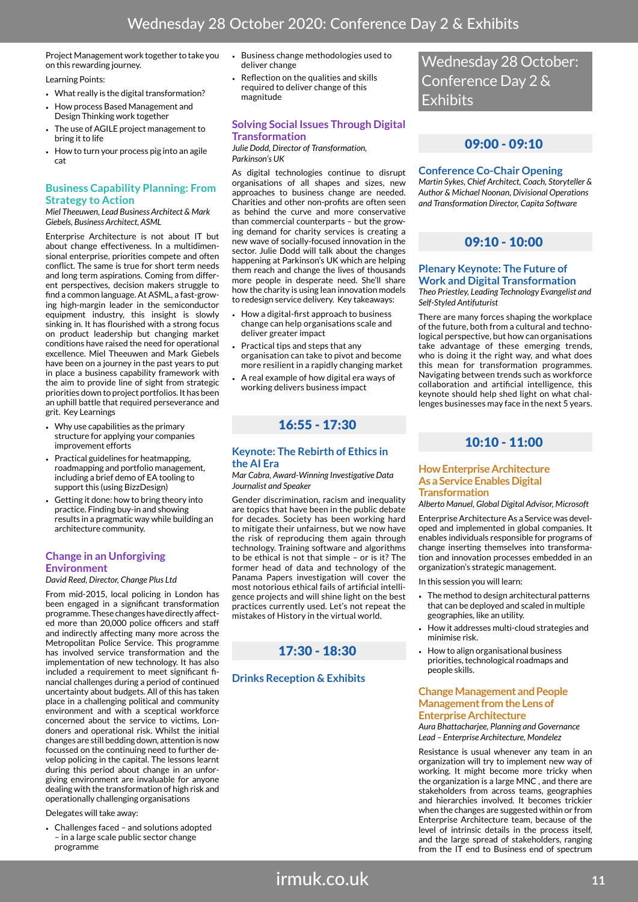Project Management work together to take you on this rewarding journey.

Learning Points:

- What really is the digital transformation?
- How process Based Management and Design Thinking work together
- The use of AGILE project management to bring it to life
- How to turn your process pig into an agile cat

### Business Capability Planning: From Strategy to Action

*Miel Theeuwen, Lead Business Architect & Mark Giebels, Business Architect, ASML*

Enterprise Architecture is not about IT but about change effectiveness. In a multidimensional enterprise, priorities compete and often conflict. The same is true for short term needs and long term aspirations. Coming from different perspectives, decision makers struggle to find a common language. At ASML, a fast-growing high-margin leader in the semiconductor equipment industry, this insight is slowly sinking in. It has flourished with a strong focus on product leadership but changing market conditions have raised the need for operational excellence. Miel Theeuwen and Mark Giebels have been on a journey in the past years to put in place a business capability framework with the aim to provide line of sight from strategic priorities down to project portfolios. It has been an uphill battle that required perseverance and grit. Key Learnings

- Why use capabilities as the primary structure for applying your companies improvement efforts
- Practical guidelines for heatmapping, roadmapping and portfolio management, including a brief demo of EA tooling to support this (using BizzDesign)
- Getting it done: how to bring theory into practice. Finding buy-in and showing results in a pragmatic way while building an architecture community.

### Change in an Unforgiving Environment

*David Reed, Director, Change Plus Ltd*

From mid-2015, local policing in London has been engaged in a significant transformation programme. These changes have directly affected more than 20,000 police officers and staff and indirectly affecting many more across the Metropolitan Police Service. This programme has involved service transformation and the implementation of new technology. It has also included a requirement to meet significant financial challenges during a period of continued uncertainty about budgets. All of this has taken place in a challenging political and community environment and with a sceptical workforce concerned about the service to victims, Londoners and operational risk. Whilst the initial changes are still bedding down, attention is now focussed on the continuing need to further develop policing in the capital. The lessons learnt during this period about change in an unforgiving environment are invaluable for anyone dealing with the transformation of high risk and operationally challenging organisations

Delegates will take away:

- Challenges faced – and solutions adopted – in a large scale public sector change programme
- Business change methodologies used to deliver change
- Reflection on the qualities and skills required to deliver change of this magnitude

### Solving Social Issues Through Digital Transformation

*Julie Dodd, Director of Transformation, Parkinson's UK*

As digital technologies continue to disrupt organisations of all shapes and sizes, new approaches to business change are needed. Charities and other non-profits are often seen as behind the curve and more conservative than commercial counterparts – but the growing demand for charity services is creating a new wave of socially-focused innovation in the sector. Julie Dodd will talk about the changes happening at Parkinson's UK which are helping them reach and change the lives of thousands more people in desperate need. She'll share how the charity is using lean innovation models to redesign service delivery. Key takeaways:

- How a digital-first approach to business change can help organisations scale and deliver greater impact
- Practical tips and steps that any organisation can take to pivot and become more resilient in a rapidly changing market
- A real example of how digital era ways of working delivers business impact

## 16:55 - 17:30

### Keynote: The Rebirth of Ethics in the AI Era

*Mar Cabra, Award-Winning Investigative Data Journalist and Speaker*

Gender discrimination, racism and inequality are topics that have been in the public debate for decades. Society has been working hard to mitigate their unfairness, but we now have the risk of reproducing them again through technology. Training software and algorithms to be ethical is not that simple – or is it? The former head of data and technology of the Panama Papers investigation will cover the most notorious ethical fails of artificial intelligence projects and will shine light on the best practices currently used. Let's not repeat the mistakes of History in the virtual world.

## 17:30 - 18:30

### Drinks Reception & Exhibits

# Wednesday 28 October: Conference Day 2 & Exhibits

## 09:00 - 09:10

### Conference Co-Chair Opening

*Martin Sykes, Chief Architect, Coach, Storyteller & Author & Michael Noonan, Divisional Operations and Transformation Director, Capita Software*

## 09:10 - 10:00

### Plenary Keynote: The Future of Work and Digital Transformation

*Theo Priestley, Leading Technology Evangelist and Self-Styled Antifuturist*

There are many forces shaping the workplace of the future, both from a cultural and technological perspective, but how can organisations take advantage of these emerging trends, who is doing it the right way, and what does this mean for transformation programmes. Navigating between trends such as workforce collaboration and artificial intelligence, this keynote should help shed light on what challenges businesses may face in the next 5 years.

## 10:10 - 11:00

### How Enterprise Architecture As a Service Enables Digital Transformation

*Alberto Manuel, Global Digital Advisor, Microsoft*

Enterprise Architecture As a Service was developed and implemented in global companies. It enables individuals responsible for programs of change inserting themselves into transformation and innovation processes embedded in an organization's strategic management.

In this session you will learn:

- The method to design architectural patterns that can be deployed and scaled in multiple geographies, like an utility.
- How it addresses multi-cloud strategies and minimise risk.
- How to align organisational business priorities, technological roadmaps and people skills.

### Change Management and People Management from the Lens of Enterprise Architecture

*Aura Bhattacharjee, Planning and Governance Lead – Enterprise Architecture, Mondelez*

Resistance is usual whenever any team in an organization will try to implement new way of working. It might become more tricky when the organization is a large MNC , and there are stakeholders from across teams, geographies and hierarchies involved. It becomes trickier when the changes are suggested within or from Enterprise Architecture team, because of the level of intrinsic details in the process itself, and the large spread of stakeholders, ranging from the IT end to Business end of spectrum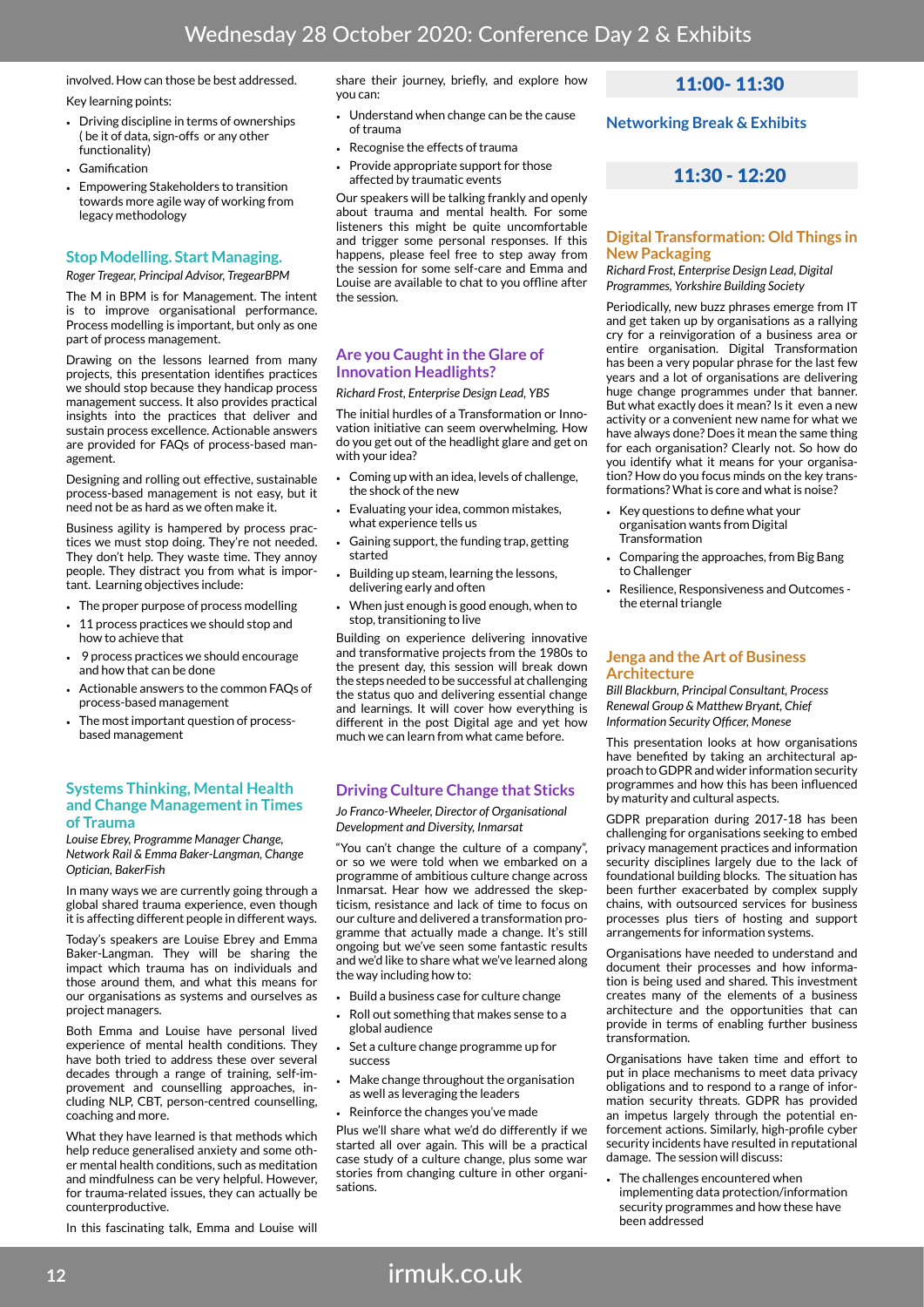involved. How can those be best addressed.

Key learning points:

- Driving discipline in terms of ownerships ( be it of data, sign-offs or any other functionality)
- Gamification
- Empowering Stakeholders to transition towards more agile way of working from legacy methodology

### Stop Modelling. Start Managing.

*Roger Tregear, Principal Advisor, TregearBPM*

The M in BPM is for Management. The intent is to improve organisational performance. Process modelling is important, but only as one part of process management.

Drawing on the lessons learned from many projects, this presentation identifies practices we should stop because they handicap process management success. It also provides practical insights into the practices that deliver and sustain process excellence. Actionable answers are provided for FAQs of process-based management.

Designing and rolling out effective, sustainable process-based management is not easy, but it need not be as hard as we often make it.

Business agility is hampered by process practices we must stop doing. They're not needed. They don't help. They waste time. They annoy people. They distract you from what is important. Learning objectives include:

- The proper purpose of process modelling
- 11 process practices we should stop and how to achieve that
- 9 process practices we should encourage and how that can be done
- Actionable answers to the common FAQs of process-based management
- The most important question of process-based management

### Systems Thinking, Mental Health and Change Management in Times of Trauma

*Louise Ebrey, Programme Manager Change, Network Rail & Emma Baker-Langman, Change Optician, BakerFish*

In many ways we are currently going through a global shared trauma experience, even though it is affecting different people in different ways.

Today's speakers are Louise Ebrey and Emma Baker-Langman. They will be sharing the impact which trauma has on individuals and those around them, and what this means for our organisations as systems and ourselves as project managers.

Both Emma and Louise have personal lived experience of mental health conditions. They have both tried to address these over several decades through a range of training, self-improvement and counselling approaches, including NLP, CBT, person-centred counselling, coaching and more.

What they have learned is that methods which help reduce generalised anxiety and some other mental health conditions, such as meditation and mindfulness can be very helpful. However, for trauma-related issues, they can actually be counterproductive.

In this fascinating talk, Emma and Louise will share their journey, briefly, and explore how you can:

- Understand when change can be the cause of trauma
- Recognise the effects of trauma
- Provide appropriate support for those affected by traumatic events

Our speakers will be talking frankly and openly about trauma and mental health. For some listeners this might be quite uncomfortable and trigger some personal responses. If this happens, please feel free to step away from the session for some self-care and Emma and Louise are available to chat to you offline after the session.

### Are you Caught in the Glare of Innovation Headlights?

*Richard Frost, Enterprise Design Lead, YBS*

The initial hurdles of a Transformation or Innovation initiative can seem overwhelming. How do you get out of the headlight glare and get on with your idea?

- Coming up with an idea, levels of challenge, the shock of the new
- Evaluating your idea, common mistakes, what experience tells us
- Gaining support, the funding trap, getting started
- Building up steam, learning the lessons, delivering early and often
- When just enough is good enough, when to stop, transitioning to live

Building on experience delivering innovative and transformative projects from the 1980s to the present day, this session will break down the steps needed to be successful at challenging the status quo and delivering essential change and learnings. It will cover how everything is different in the post Digital age and yet how much we can learn from what came before.

### Driving Culture Change that Sticks

*Jo Franco-Wheeler, Director of Organisational Development and Diversity, Inmarsat*

"You can't change the culture of a company", or so we were told when we embarked on a programme of ambitious culture change across Inmarsat. Hear how we addressed the skepticism, resistance and lack of time to focus on our culture and delivered a transformation programme that actually made a change. It's still ongoing but we've seen some fantastic results and we'd like to share what we've learned along the way including how to:

- Build a business case for culture change
- Roll out something that makes sense to a global audience
- Set a culture change programme up for success
- Make change throughout the organisation as well as leveraging the leaders
- Reinforce the changes you've made

Plus we'll share what we'd do differently if we started all over again. This will be a practical case study of a culture change, plus some war stories from changing culture in other organisations.

## 11:00- 11:30

### Networking Break & Exhibits

## 11:30 - 12:20

### Digital Transformation: Old Things in New Packaging

*Richard Frost, Enterprise Design Lead, Digital Programmes, Yorkshire Building Society*

Periodically, new buzz phrases emerge from IT and get taken up by organisations as a rallying cry for a reinvigoration of a business area or entire organisation. Digital Transformation has been a very popular phrase for the last few years and a lot of organisations are delivering huge change programmes under that banner. But what exactly does it mean? Is it even a new activity or a convenient new name for what we have always done? Does it mean the same thing for each organisation? Clearly not. So how do you identify what it means for your organisation? How do you focus minds on the key transformations? What is core and what is noise?

- Key questions to define what your organisation wants from Digital Transformation
- Comparing the approaches, from Big Bang to Challenger
- Resilience, Responsiveness and Outcomes - the eternal triangle

### Jenga and the Art of Business Architecture

*Bill Blackburn, Principal Consultant, Process Renewal Group & Matthew Bryant, Chief Information Security Officer, Monese*

This presentation looks at how organisations have benefited by taking an architectural approach to GDPR and wider information security programmes and how this has been influenced by maturity and cultural aspects.

GDPR preparation during 2017-18 has been challenging for organisations seeking to embed privacy management practices and information security disciplines largely due to the lack of foundational building blocks. The situation has been further exacerbated by complex supply chains, with outsourced services for business processes plus tiers of hosting and support arrangements for information systems.

Organisations have needed to understand and document their processes and how information is being used and shared. This investment creates many of the elements of a business architecture and the opportunities that can provide in terms of enabling further business transformation.

Organisations have taken time and effort to put in place mechanisms to meet data privacy obligations and to respond to a range of information security threats. GDPR has provided an impetus largely through the potential enforcement actions. Similarly, high-profile cyber security incidents have resulted in reputational damage. The session will discuss:

- The challenges encountered when implementing data protection/information security programmes and how these have been addressed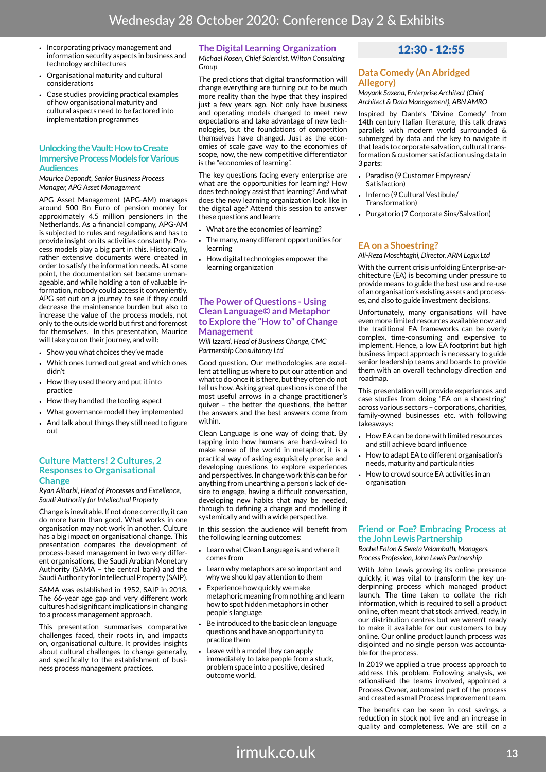- Incorporating privacy management and information security aspects in business and technology architectures
- Organisational maturity and cultural considerations
- Case studies providing practical examples of how organisational maturity and cultural aspects need to be factored into implementation programmes

### Unlocking the Vault: How to Create Immersive Process Models for Various Audiences

*Maurice Depondt, Senior Business Process Manager, APG Asset Management*

APG Asset Management (APG-AM) manages around 500 Bn Euro of pension money for approximately 4.5 million pensioners in the Netherlands. As a financial company, APG-AM is subjected to rules and regulations and has to provide insight on its activities constantly. Process models play a big part in this. Historically, rather extensive documents were created in order to satisfy the information needs. At some point, the documentation set became unmanageable, and while holding a ton of valuable information, nobody could access it conveniently. APG set out on a journey to see if they could decrease the maintenance burden but also to increase the value of the process models, not only to the outside world but first and foremost for themselves. In this presentation, Maurice will take you on their journey, and will:

- Show you what choices they've made
- Which ones turned out great and which ones didn't
- How they used theory and put it into practice
- How they handled the tooling aspect
- What governance model they implemented
- And talk about things they still need to figure out

### Culture Matters! 2 Cultures, 2 Responses to Organisational Change

*Ryan Alharbi, Head of Processes and Excellence, Saudi Authority for Intellectual Property*

Change is inevitable. If not done correctly, it can do more harm than good. What works in one organisation may not work in another. Culture has a big impact on organisational change. This presentation compares the development of process-based management in two very different organisations, the Saudi Arabian Monetary Authority (SAMA – the central bank) and the Saudi Authority for Intellectual Property (SAIP).

SAMA was established in 1952, SAIP in 2018. The 66-year age gap and very different work cultures had significant implications in changing to a process management approach.

This presentation summarises comparative challenges faced, their roots in, and impacts on, organisational culture. It provides insights about cultural challenges to change generally, and specifically to the establishment of business process management practices.

### The Digital Learning Organization

*Michael Rosen, Chief Scientist, Wilton Consulting Group*

The predictions that digital transformation will change everything are turning out to be much more reality than the hype that they inspired just a few years ago. Not only have business and operating models changed to meet new expectations and take advantage of new technologies, but the foundations of competition themselves have changed. Just as the economies of scale gave way to the economies of scope, now, the new competitive differentiator is the "economies of learning".

The key questions facing every enterprise are what are the opportunities for learning? How does technology assist that learning? And what does the new learning organization look like in the digital age? Attend this session to answer these questions and learn:

- What are the economies of learning?
- The many, many different opportunities for learning
- How digital technologies empower the learning organization

### The Power of Questions - Using Clean Language© and Metaphor to Explore the "How to" of Change Management

*Will Izzard, Head of Business Change, CMC Partnership Consultancy Ltd*

Good question. Our methodologies are excellent at telling us where to put our attention and what to do once it is there, but they often do not tell us how. Asking great questions is one of the most useful arrows in a change practitioner's quiver – the better the questions, the better the answers and the best answers come from within.

Clean Language is one way of doing that. By tapping into how humans are hard-wired to make sense of the world in metaphor, it is a practical way of asking exquisitely precise and developing questions to explore experiences and perspectives. In change work this can be for anything from unearthing a person's lack of desire to engage, having a difficult conversation, developing new habits that may be needed, through to defining a change and modelling it systemically and with a wide perspective.

In this session the audience will benefit from the following learning outcomes:

- Learn what Clean Language is and where it comes from
- Learn why metaphors are so important and why we should pay attention to them
- Experience how quickly we make metaphoric meaning from nothing and learn how to spot hidden metaphors in other people's language
- Be introduced to the basic clean language questions and have an opportunity to practice them
- Leave with a model they can apply immediately to take people from a stuck, problem space into a positive, desired outcome world.

## 12:30 - 12:55

### Data Comedy (An Abridged Allegory)

*Mayank Saxena, Enterprise Architect (Chief Architect & Data Management), ABN AMRO*

Inspired by Dante's 'Divine Comedy' from 14th century Italian literature, this talk draws parallels with modern world surrounded & submerged by data and the key to navigate it that leads to corporate salvation, cultural transformation & customer satisfaction using data in 3 parts:

- Paradiso (9 Customer Empyrean/ Satisfaction)
- Inferno (9 Cultural Vestibule/ Transformation)
- Purgatorio (7 Corporate Sins/Salvation)

### EA on a Shoestring?

*Ali-Reza Moschtaghi, Director, ARM Logix Ltd*

With the current crisis unfolding Enterprise-architecture (EA) is becoming under pressure to provide means to guide the best use and re-use of an organisation's existing assets and processes, and also to guide investment decisions.

Unfortunately, many organisations will have even more limited resources available now and the traditional EA frameworks can be overly complex, time-consuming and expensive to implement. Hence, a low EA footprint but high business impact approach is necessary to guide senior leadership teams and boards to provide them with an overall technology direction and roadmap.

This presentation will provide experiences and case studies from doing "EA on a shoestring" across various sectors – corporations, charities, family-owned businesses etc. with following takeaways:

- How EA can be done with limited resources and still achieve board influence
- How to adapt EA to different organisation's needs, maturity and particularities
- How to crowd source EA activities in an organisation

### Friend or Foe? Embracing Process at the John Lewis Partnership

*Rachel Eaton & Sweta Velambath, Managers, Process Profession, John Lewis Partnership*

With John Lewis growing its online presence quickly, it was vital to transform the key underpinning process which managed product launch. The time taken to collate the rich information, which is required to sell a product online, often meant that stock arrived, ready, in our distribution centres but we weren't ready to make it available for our customers to buy online. Our online product launch process was disjointed and no single person was accountable for the process.

In 2019 we applied a true process approach to address this problem. Following analysis, we rationalised the teams involved, appointed a Process Owner, automated part of the process and created a small Process Improvement team.

The benefits can be seen in cost savings, a reduction in stock not live and an increase in quality and completeness. We are still on a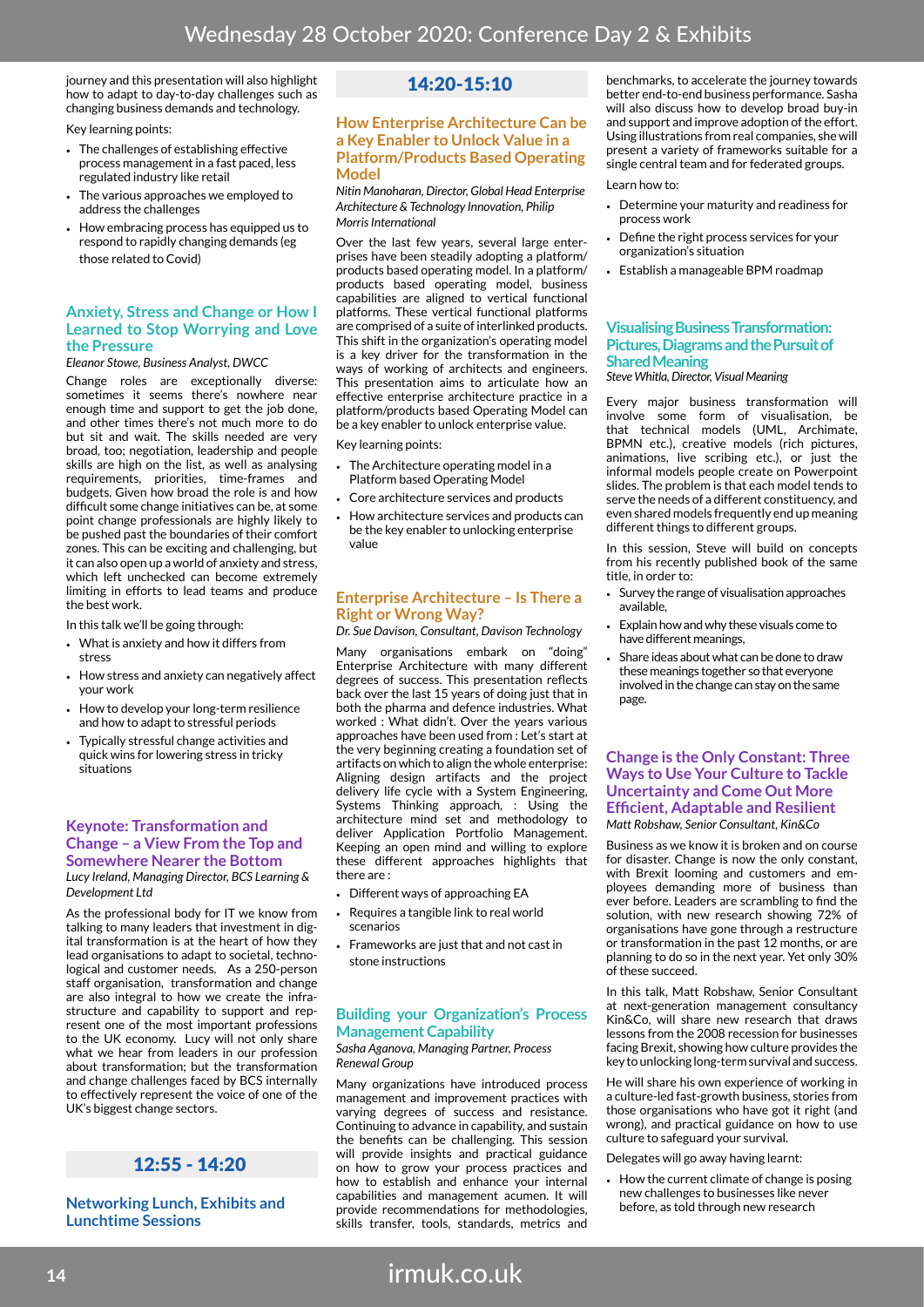journey and this presentation will also highlight how to adapt to day-to-day challenges such as changing business demands and technology.

Key learning points:

- The challenges of establishing effective process management in a fast paced, less regulated industry like retail
- The various approaches we employed to address the challenges
- How embracing process has equipped us to respond to rapidly changing demands (eg those related to Covid)

### Anxiety, Stress and Change or How I Learned to Stop Worrying and Love the Pressure

*Eleanor Stowe, Business Analyst, DWCC*

Change roles are exceptionally diverse: sometimes it seems there's nowhere near enough time and support to get the job done, and other times there's not much more to do but sit and wait. The skills needed are very broad, too; negotiation, leadership and people skills are high on the list, as well as analysing requirements, priorities, time-frames and budgets. Given how broad the role is and how difficult some change initiatives can be, at some point change professionals are highly likely to be pushed past the boundaries of their comfort zones. This can be exciting and challenging, but it can also open up a world of anxiety and stress, which left unchecked can become extremely limiting in efforts to lead teams and produce the best work.

In this talk we'll be going through:

- What is anxiety and how it differs from stress
- How stress and anxiety can negatively affect your work
- How to develop your long-term resilience and how to adapt to stressful periods
- Typically stressful change activities and quick wins for lowering stress in tricky situations

### Keynote: Transformation and Change – a View From the Top and Somewhere Nearer the Bottom

*Lucy Ireland, Managing Director, BCS Learning & Development Ltd*

As the professional body for IT we know from talking to many leaders that investment in digital transformation is at the heart of how they lead organisations to adapt to societal, technological and customer needs. As a 250-person staff organisation, transformation and change are also integral to how we create the infrastructure and capability to support and represent one of the most important professions to the UK economy. Lucy will not only share what we hear from leaders in our profession about transformation; but the transformation and change challenges faced by BCS internally to effectively represent the voice of one of the UK's biggest change sectors.

## 12:55 - 14:20

### Networking Lunch, Exhibits and Lunchtime Sessions

## 14:20-15:10

### How Enterprise Architecture Can be a Key Enabler to Unlock Value in a Platform/Products Based Operating Model

*Nitin Manoharan, Director, Global Head Enterprise Architecture & Technology Innovation, Philip Morris International*

Over the last few years, several large enterprises have been steadily adopting a platform/products based operating model. In a platform/products based operating model, business capabilities are aligned to vertical functional platforms. These vertical functional platforms are comprised of a suite of interlinked products. This shift in the organization's operating model is a key driver for the transformation in the ways of working of architects and engineers. This presentation aims to articulate how an effective enterprise architecture practice in a platform/products based Operating Model can be a key enabler to unlock enterprise value.

Key learning points:

- The Architecture operating model in a Platform based Operating Model
- Core architecture services and products
- How architecture services and products can be the key enabler to unlocking enterprise value

### Enterprise Architecture – Is There a Right or Wrong Way?

*Dr. Sue Davison, Consultant, Davison Technology*

Many organisations embark on "doing" Enterprise Architecture with many different degrees of success. This presentation reflects back over the last 15 years of doing just that in both the pharma and defence industries. What worked : What didn't. Over the years various approaches have been used from : Let's start at the very beginning creating a foundation set of artifacts on which to align the whole enterprise: Aligning design artifacts and the project delivery life cycle with a System Engineering, Systems Thinking approach, : Using the architecture mind set and methodology to deliver Application Portfolio Management. Keeping an open mind and willing to explore these different approaches highlights that there are :

- Different ways of approaching EA
- Requires a tangible link to real world scenarios
- Frameworks are just that and not cast in stone instructions

### Building your Organization's Process Management Capability

*Sasha Aganova, Managing Partner, Process Renewal Group*

Many organizations have introduced process management and improvement practices with varying degrees of success and resistance. Continuing to advance in capability, and sustain the benefits can be challenging. This session will provide insights and practical guidance on how to grow your process practices and how to establish and enhance your internal capabilities and management acumen. It will provide recommendations for methodologies, skills transfer, tools, standards, metrics and benchmarks, to accelerate the journey towards better end-to-end business performance. Sasha will also discuss how to develop broad buy-in and support and improve adoption of the effort. Using illustrations from real companies, she will present a variety of frameworks suitable for a single central team and for federated groups.

Learn how to:

- Determine your maturity and readiness for process work
- Define the right process services for your organization's situation
- Establish a manageable BPM roadmap

### Visualising Business Transformation: Pictures, Diagrams and the Pursuit of Shared Meaning

*Steve Whitla, Director, Visual Meaning*

Every major business transformation will involve some form of visualisation, be that technical models (UML, Archimate, BPMN etc.), creative models (rich pictures, animations, live scribing etc.), or just the informal models people create on Powerpoint slides. The problem is that each model tends to serve the needs of a different constituency, and even shared models frequently end up meaning different things to different groups.

In this session, Steve will build on concepts from his recently published book of the same title, in order to:

- Survey the range of visualisation approaches available,
- Explain how and why these visuals come to have different meanings,
- Share ideas about what can be done to draw these meanings together so that everyone involved in the change can stay on the same page.

### Change is the Only Constant: Three Ways to Use Your Culture to Tackle Uncertainty and Come Out More Efficient, Adaptable and Resilient

*Matt Robshaw, Senior Consultant, Kin&Co*

Business as we know it is broken and on course for disaster. Change is now the only constant, with Brexit looming and customers and employees demanding more of business than ever before. Leaders are scrambling to find the solution, with new research showing 72% of organisations have gone through a restructure or transformation in the past 12 months, or are planning to do so in the next year. Yet only 30% of these succeed.

In this talk, Matt Robshaw, Senior Consultant at next-generation management consultancy Kin&Co, will share new research that draws lessons from the 2008 recession for businesses facing Brexit, showing how culture provides the key to unlocking long-term survival and success.

He will share his own experience of working in a culture-led fast-growth business, stories from those organisations who have got it right (and wrong), and practical guidance on how to use culture to safeguard your survival.

Delegates will go away having learnt:

- How the current climate of change is posing new challenges to businesses like never before, as told through new research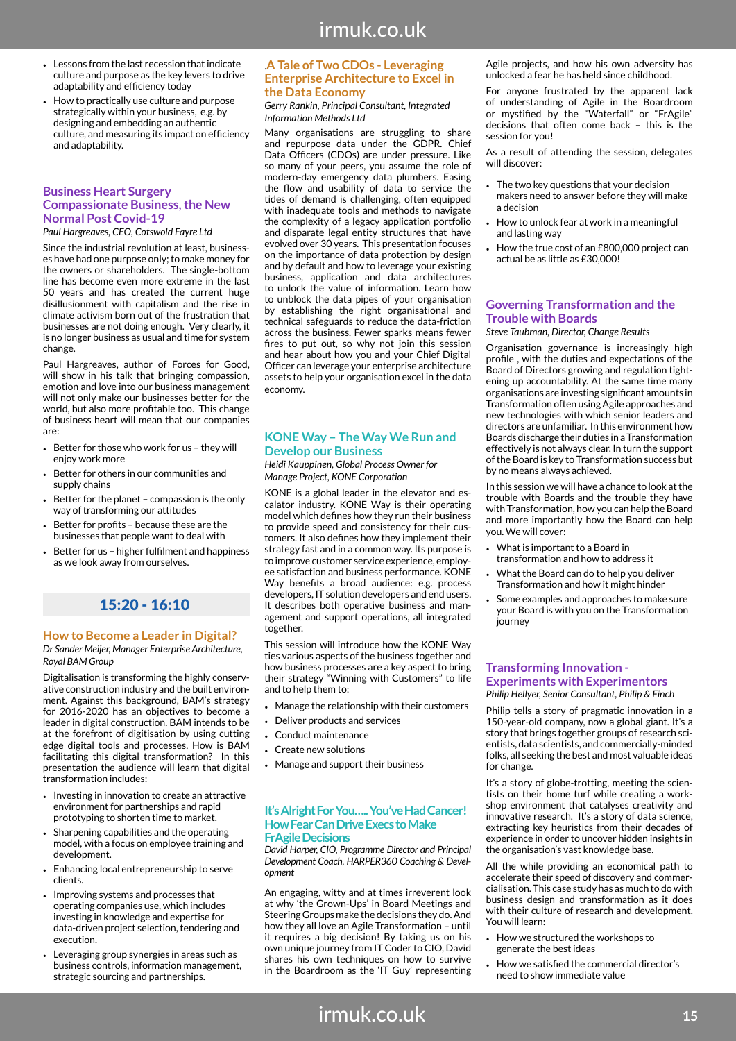- Lessons from the last recession that indicate culture and purpose as the key levers to drive adaptability and efficiency today
- How to practically use culture and purpose strategically within your business, e.g. by designing and embedding an authentic culture, and measuring its impact on efficiency and adaptability.

### Business Heart Surgery Compassionate Business, the New Normal Post Covid-19

*Paul Hargreaves, CEO, Cotswold Fayre Ltd*

Since the industrial revolution at least, businesses have had one purpose only; to make money for the owners or shareholders. The single-bottom line has become even more extreme in the last 50 years and has created the current huge disillusionment with capitalism and the rise in climate activism born out of the frustration that businesses are not doing enough. Very clearly, it is no longer business as usual and time for system change.

Paul Hargreaves, author of Forces for Good, will show in his talk that bringing compassion, emotion and love into our business management will not only make our businesses better for the world, but also more profitable too. This change of business heart will mean that our companies are:

- Better for those who work for us – they will enjoy work more
- Better for others in our communities and supply chains
- Better for the planet – compassion is the only way of transforming our attitudes
- Better for profits – because these are the businesses that people want to deal with
- Better for us – higher fulfilment and happiness as we look away from ourselves.

## 15:20 - 16:10

### How to Become a Leader in Digital?

*Dr Sander Meijer, Manager Enterprise Architecture, Royal BAM Group*

Digitalisation is transforming the highly conservative construction industry and the built environment. Against this background, BAM's strategy for 2016-2020 has an objectives to become a leader in digital construction. BAM intends to be at the forefront of digitisation by using cutting edge digital tools and processes. How is BAM facilitating this digital transformation? In this presentation the audience will learn that digital transformation includes:

- Investing in innovation to create an attractive environment for partnerships and rapid prototyping to shorten time to market.
- Sharpening capabilities and the operating model, with a focus on employee training and development.
- Enhancing local entrepreneurship to serve clients.
- Improving systems and processes that operating companies use, which includes investing in knowledge and expertise for data-driven project selection, tendering and execution.
- Leveraging group synergies in areas such as business controls, information management, strategic sourcing and partnerships.

### .A Tale of Two CDOs - Leveraging Enterprise Architecture to Excel in the Data Economy

*Gerry Rankin, Principal Consultant, Integrated Information Methods Ltd*

Many organisations are struggling to share and repurpose data under the GDPR. Chief Data Officers (CDOs) are under pressure. Like so many of your peers, you assume the role of modern-day emergency data plumbers. Easing the flow and usability of data to service the tides of demand is challenging, often equipped with inadequate tools and methods to navigate the complexity of a legacy application portfolio and disparate legal entity structures that have evolved over 30 years. This presentation focuses on the importance of data protection by design and by default and how to leverage your existing business, application and data architectures to unlock the value of information. Learn how to unblock the data pipes of your organisation by establishing the right organisational and technical safeguards to reduce the data-friction across the business. Fewer sparks means fewer fires to put out, so why not join this session and hear about how you and your Chief Digital Officer can leverage your enterprise architecture assets to help your organisation excel in the data economy.

### KONE Way – The Way We Run and Develop our Business

*Heidi Kauppinen, Global Process Owner for Manage Project, KONE Corporation*

KONE is a global leader in the elevator and escalator industry. KONE Way is their operating model which defines how they run their business to provide speed and consistency for their customers. It also defines how they implement their strategy fast and in a common way. Its purpose is to improve customer service experience, employee satisfaction and business performance. KONE Way benefits a broad audience: e.g. process developers, IT solution developers and end users. It describes both operative business and management and support operations, all integrated together.

This session will introduce how the KONE Way ties various aspects of the business together and how business processes are a key aspect to bring their strategy "Winning with Customers" to life and to help them to:

- Manage the relationship with their customers
- Deliver products and services
- Conduct maintenance
- Create new solutions
- Manage and support their business

### It's Alright For You….. You've Had Cancer! How Fear Can Drive Execs to Make FrAgile Decisions

*David Harper, CIO, Programme Director and Principal Development Coach, HARPER360 Coaching & Development*

An engaging, witty and at times irreverent look at why 'the Grown-Ups' in Board Meetings and Steering Groups make the decisions they do. And how they all love an Agile Transformation – until it requires a big decision! By taking us on his own unique journey from IT Coder to CIO, David shares his own techniques on how to survive in the Boardroom as the 'IT Guy' representing Agile projects, and how his own adversity has unlocked a fear he has held since childhood.

For anyone frustrated by the apparent lack of understanding of Agile in the Boardroom or mystified by the "Waterfall" or "FrAgile" decisions that often come back – this is the session for you!

As a result of attending the session, delegates will discover:

- The two key questions that your decision makers need to answer before they will make a decision
- How to unlock fear at work in a meaningful and lasting way
- How the true cost of an £800,000 project can actual be as little as £30,000!

### Governing Transformation and the Trouble with Boards

*Steve Taubman, Director, Change Results*

Organisation governance is increasingly high profile , with the duties and expectations of the Board of Directors growing and regulation tightening up accountability. At the same time many organisations are investing significant amounts in Transformation often using Agile approaches and new technologies with which senior leaders and directors are unfamiliar. In this environment how Boards discharge their duties in a Transformation effectively is not always clear. In turn the support of the Board is key to Transformation success but by no means always achieved.

In this session we will have a chance to look at the trouble with Boards and the trouble they have with Transformation, how you can help the Board and more importantly how the Board can help you. We will cover:

- What is important to a Board in transformation and how to address it
- What the Board can do to help you deliver Transformation and how it might hinder
- Some examples and approaches to make sure your Board is with you on the Transformation journey

### Transforming Innovation - Experiments with Experimentors

*Philip Hellyer, Senior Consultant, Philip & Finch*

Philip tells a story of pragmatic innovation in a 150-year-old company, now a global giant. It's a story that brings together groups of research scientists, data scientists, and commercially-minded folks, all seeking the best and most valuable ideas for change.

It's a story of globe-trotting, meeting the scientists on their home turf while creating a workshop environment that catalyses creativity and innovative research. It's a story of data science, extracting key heuristics from their decades of experience in order to uncover hidden insights in the organisation's vast knowledge base.

All the while providing an economical path to accelerate their speed of discovery and commercialisation. This case study has as much to do with business design and transformation as it does with their culture of research and development. You will learn:

- How we structured the workshops to generate the best ideas
- How we satisfied the commercial director's need to show immediate value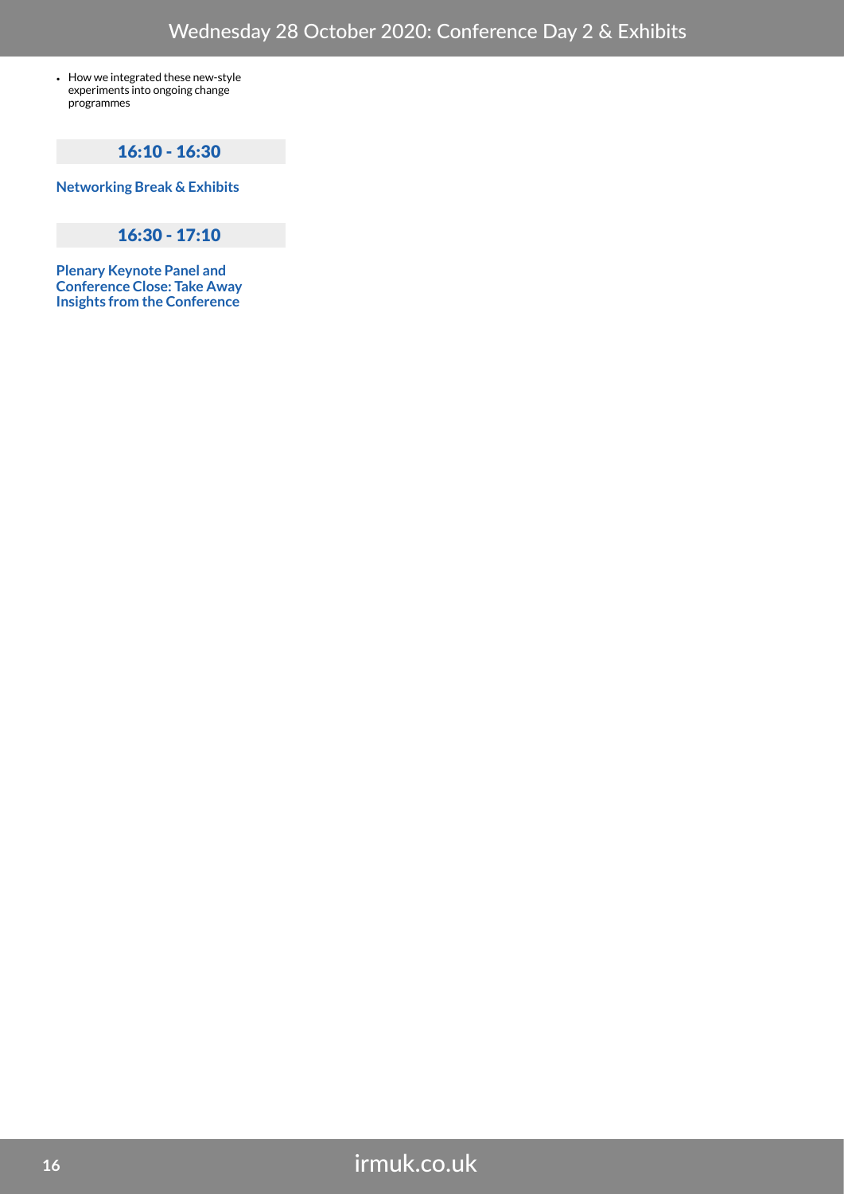- How we integrated these new-style experiments into ongoing change programmes

### 16:10 - 16:30

**Networking Break & Exhibits**

### 16:30 - 17:10

**Plenary Keynote Panel and Conference Close: Take Away Insights from the Conference**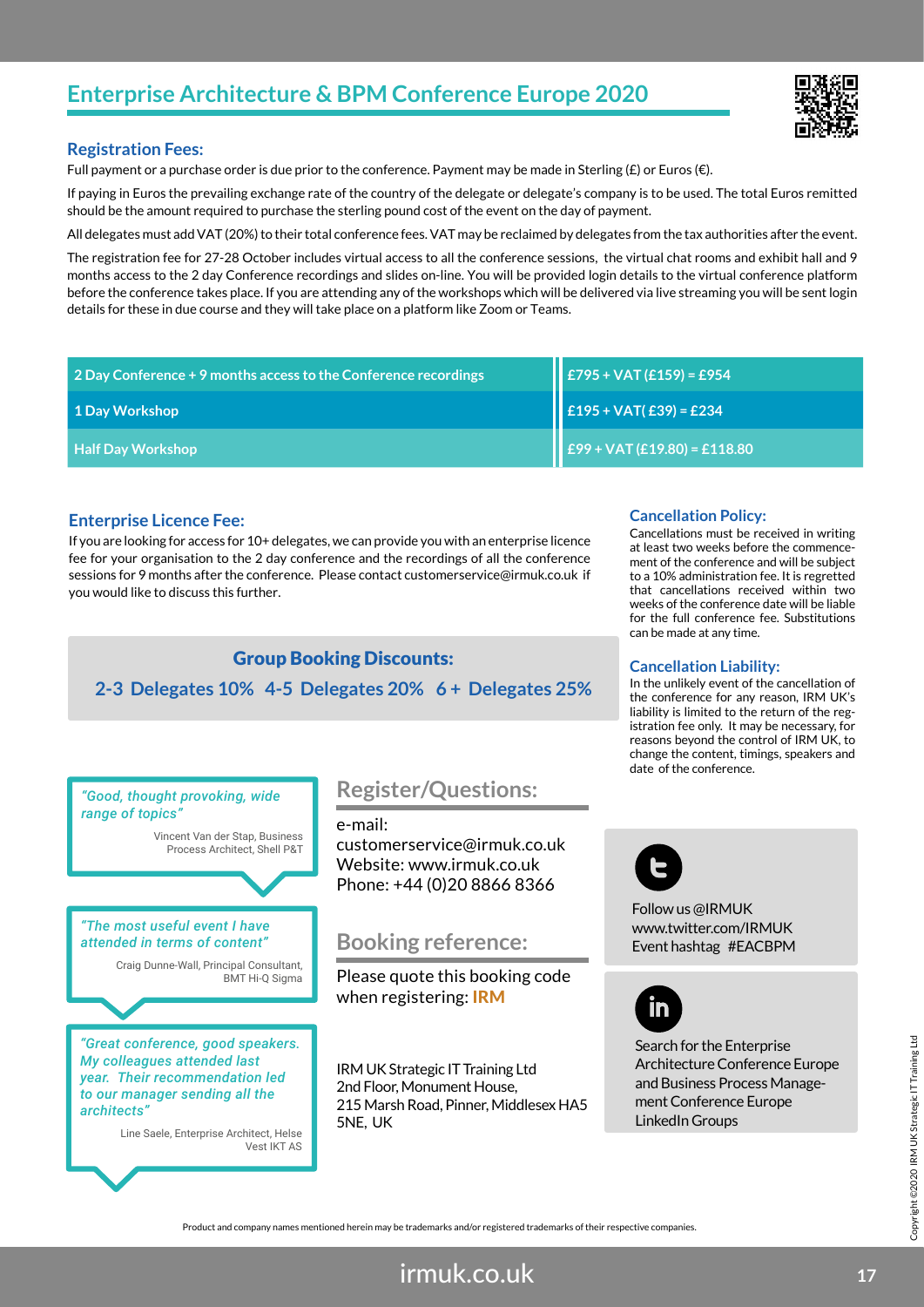# Enterprise Architecture & BPM Conference Europe 2020

## Registration Fees:

Full payment or a purchase order is due prior to the conference. Payment may be made in Sterling (£) or Euros (€).

If paying in Euros the prevailing exchange rate of the country of the delegate or delegate's company is to be used. The total Euros remitted should be the amount required to purchase the sterling pound cost of the event on the day of payment.

All delegates must add VAT (20%) to their total conference fees. VAT may be reclaimed by delegates from the tax authorities after the event.

The registration fee for 27-28 October includes virtual access to all the conference sessions, the virtual chat rooms and exhibit hall and 9 months access to the 2 day Conference recordings and slides on-line. You will be provided login details to the virtual conference platform before the conference takes place. If you are attending any of the workshops which will be delivered via live streaming you will be sent login details for these in due course and they will take place on a platform like Zoom or Teams.

| | |
|---|---|
| 2 Day Conference + 9 months access to the Conference recordings | £795 + VAT (£159) = £954 |
| 1 Day Workshop | £195 + VAT( £39) = £234 |
| Half Day Workshop | £99 + VAT (£19.80) = £118.80 |

## Enterprise Licence Fee:

If you are looking for access for 10+ delegates, we can provide you with an enterprise licence fee for your organisation to the 2 day conference and the recordings of all the conference sessions for 9 months after the conference. Please contact customerservice@irmuk.co.uk if you would like to discuss this further.

## Group Booking Discounts:

**2-3 Delegates 10% 4-5 Delegates 20% 6 + Delegates 25%**

## Cancellation Policy:

Cancellations must be received in writing at least two weeks before the commencement of the conference and will be subject to a 10% administration fee. It is regretted that cancellations received within two weeks of the conference date will be liable for the full conference fee. Substitutions can be made at any time.

## Cancellation Liability:

In the unlikely event of the cancellation of the conference for any reason, IRM UK's liability is limited to the return of the registration fee only. It may be necessary, for reasons beyond the control of IRM UK, to change the content, timings, speakers and date of the conference.

*"Good, thought provoking, wide range of topics"*

Vincent Van der Stap, Business Process Architect, Shell P&T

*"The most useful event I have attended in terms of content"*

Craig Dunne-Wall, Principal Consultant, BMT Hi-Q Sigma

*"Great conference, good speakers. My colleagues attended last year. Their recommendation led to our manager sending all the architects"*

Line Saele, Enterprise Architect, Helse Vest IKT AS

## Register/Questions:

e-mail: customerservice@irmuk.co.uk
Website: www.irmuk.co.uk
Phone: +44 (0)20 8866 8366

## Booking reference:

Please quote this booking code when registering: **IRM**

IRM UK Strategic IT Training Ltd
2nd Floor, Monument House,
215 Marsh Road, Pinner, Middlesex HA5 5NE, UK

Follow us @IRMUK
www.twitter.com/IRMUK
Event hashtag #EACBPM

Search for the Enterprise Architecture Conference Europe and Business Process Management Conference Europe LinkedIn Groups

Product and company names mentioned herein may be trademarks and/or registered trademarks of their respective companies.

Copyright ©2020 IRM UK Strategic IT Training Ltd

irmuk.co.uk